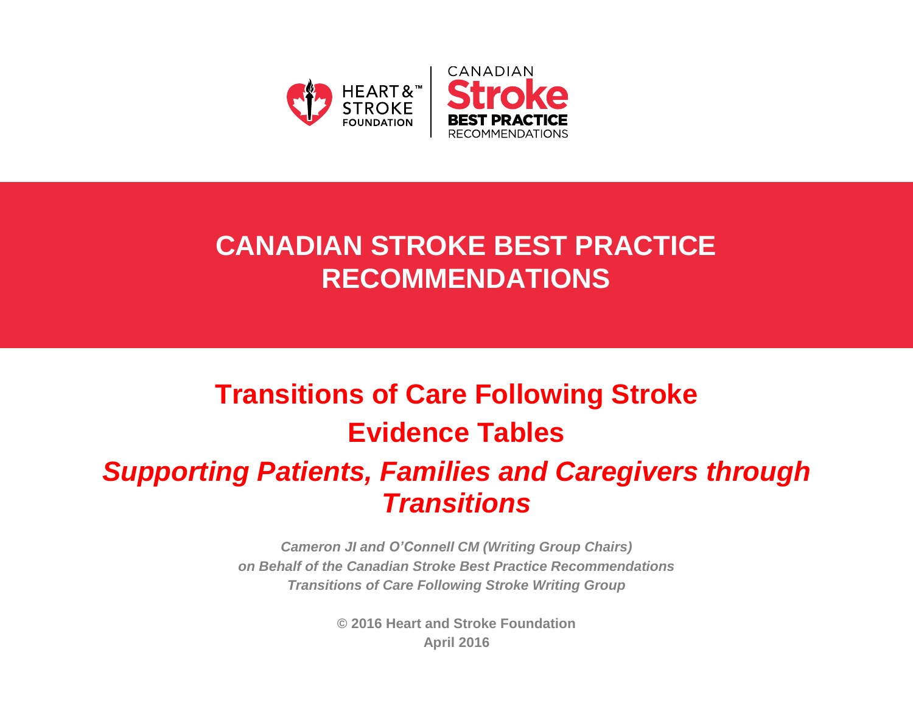HEART & STROKE FOUNDATION

CANADIAN Stroke BEST PRACTICE RECOMMENDATIONS

# CANADIAN STROKE BEST PRACTICE RECOMMENDATIONS

## Transitions of Care Following Stroke

## Evidence Tables

## *Supporting Patients, Families and Caregivers through Transitions*

***Cameron JI and O'Connell CM (Writing Group Chairs)***
***on Behalf of the Canadian Stroke Best Practice Recommendations***
***Transitions of Care Following Stroke Writing Group***

**© 2016 Heart and Stroke Foundation**
**April 2016**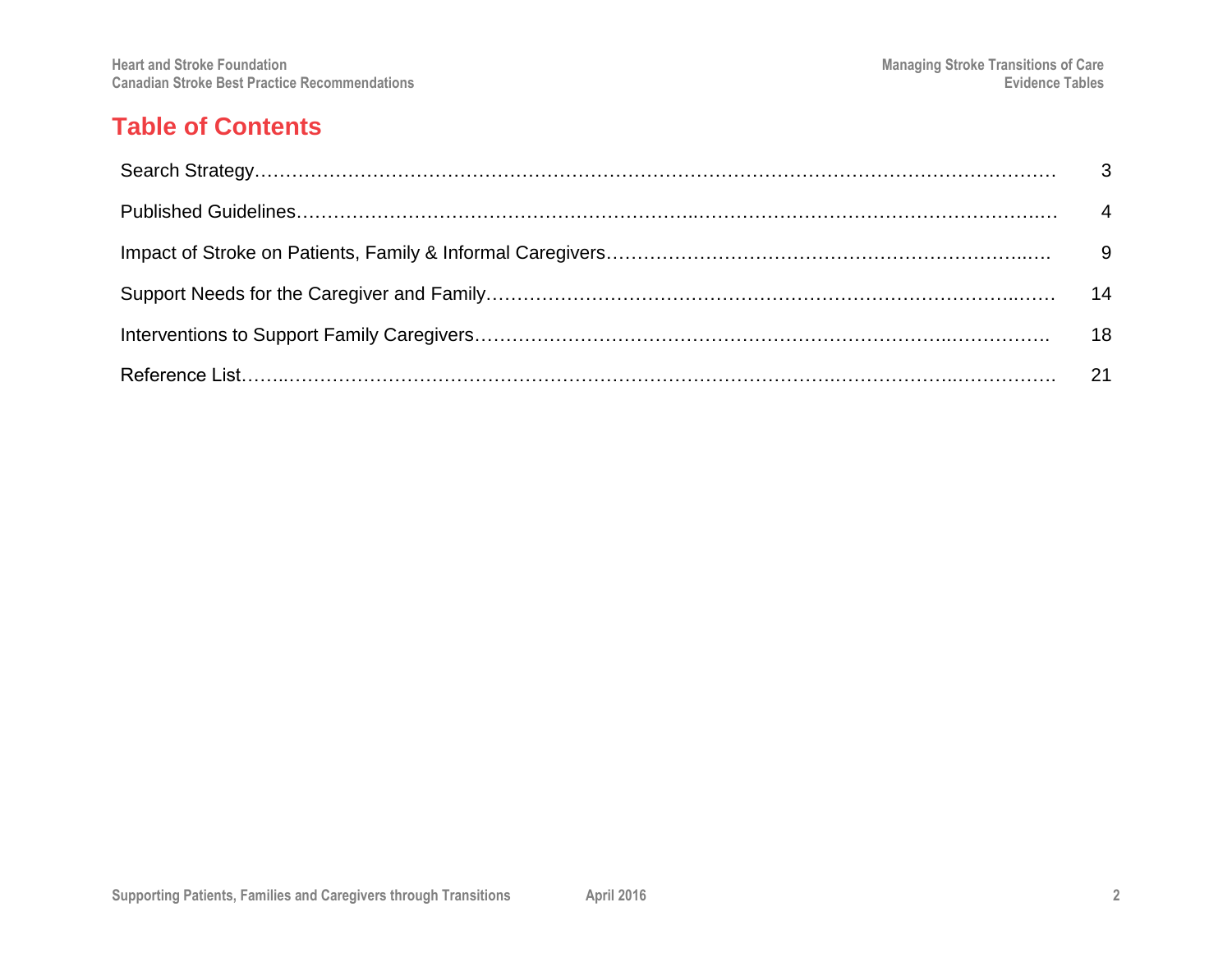# Table of Contents

| | |
|---|---|
| Search Strategy | 3 |
| Published Guidelines | 4 |
| Impact of Stroke on Patients, Family & Informal Caregivers | 9 |
| Support Needs for the Caregiver and Family | 14 |
| Interventions to Support Family Caregivers | 18 |
| Reference List | 21 |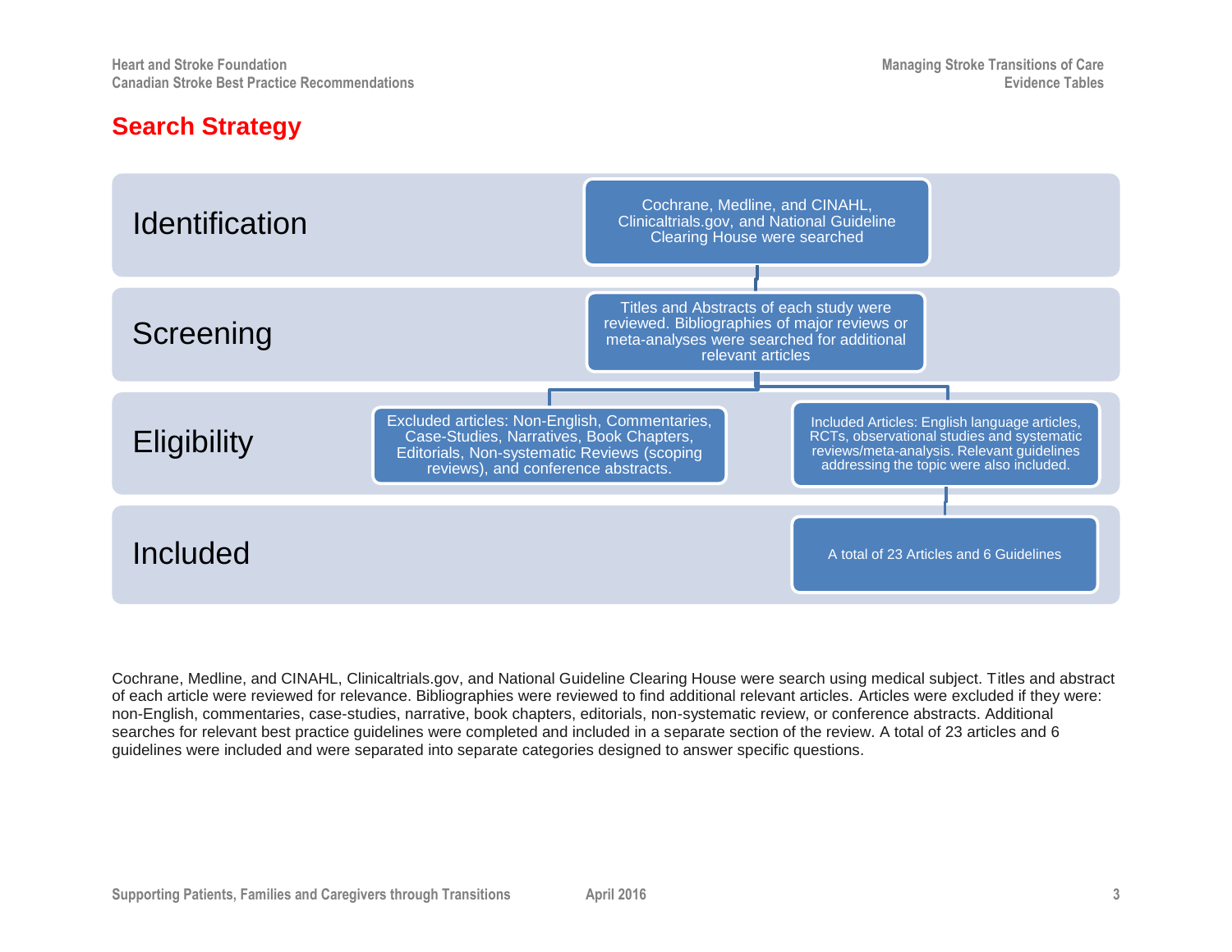## Search Strategy

| Stage | | |
| --- | --- | --- |
| Identification | Cochrane, Medline, and CINAHL, Clinicaltrials.gov, and National Guideline Clearing House were searched | |
| Screening | Titles and Abstracts of each study were reviewed. Bibliographies of major reviews or meta-analyses were searched for additional relevant articles | |
| Eligibility | Excluded articles: Non-English, Commentaries, Case-Studies, Narratives, Book Chapters, Editorials, Non-systematic Reviews (scoping reviews), and conference abstracts. | Included Articles: English language articles, RCTs, observational studies and systematic reviews/meta-analysis. Relevant guidelines addressing the topic were also included. |
| Included | | A total of 23 Articles and 6 Guidelines |

Cochrane, Medline, and CINAHL, Clinicaltrials.gov, and National Guideline Clearing House were search using medical subject. Titles and abstract of each article were reviewed for relevance. Bibliographies were reviewed to find additional relevant articles. Articles were excluded if they were: non-English, commentaries, case-studies, narrative, book chapters, editorials, non-systematic review, or conference abstracts. Additional searches for relevant best practice guidelines were completed and included in a separate section of the review. A total of 23 articles and 6 guidelines were included and were separated into separate categories designed to answer specific questions.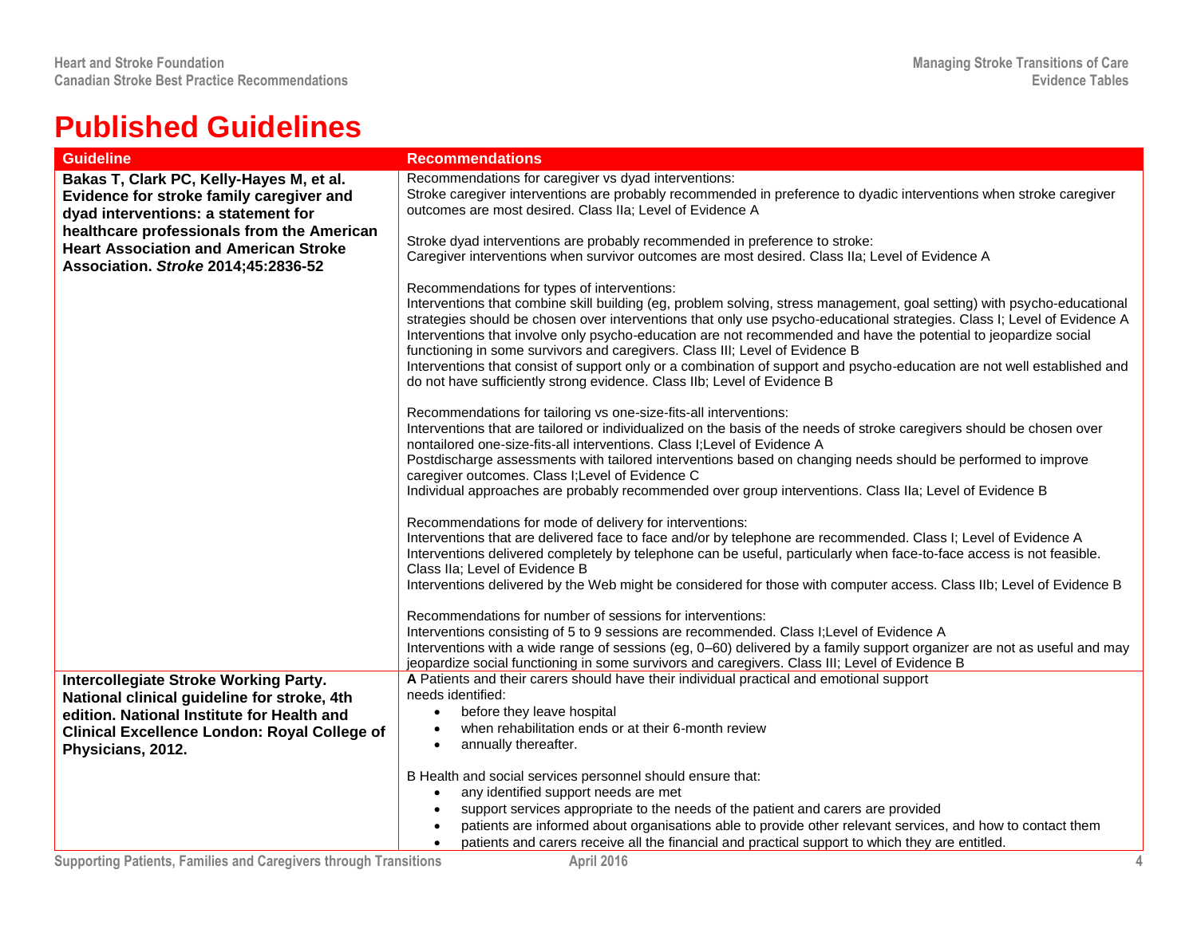# Published Guidelines

| Guideline | Recommendations |
|---|---|
| **Bakas T, Clark PC, Kelly-Hayes M, et al. Evidence for stroke family caregiver and dyad interventions: a statement for healthcare professionals from the American Heart Association and American Stroke Association. *Stroke* 2014;45:2836-52** | Recommendations for caregiver vs dyad interventions:<br>Stroke caregiver interventions are probably recommended in preference to dyadic interventions when stroke caregiver outcomes are most desired. Class IIa; Level of Evidence A<br><br>Stroke dyad interventions are probably recommended in preference to stroke:<br>Caregiver interventions when survivor outcomes are most desired. Class IIa; Level of Evidence A<br><br>Recommendations for types of interventions:<br>Interventions that combine skill building (eg, problem solving, stress management, goal setting) with psycho-educational strategies should be chosen over interventions that only use psycho-educational strategies. Class I; Level of Evidence A<br>Interventions that involve only psycho-education are not recommended and have the potential to jeopardize social functioning in some survivors and caregivers. Class III; Level of Evidence B<br>Interventions that consist of support only or a combination of support and psycho-education are not well established and do not have sufficiently strong evidence. Class IIb; Level of Evidence B<br><br>Recommendations for tailoring vs one-size-fits-all interventions:<br>Interventions that are tailored or individualized on the basis of the needs of stroke caregivers should be chosen over nontailored one-size-fits-all interventions. Class I;Level of Evidence A<br>Postdischarge assessments with tailored interventions based on changing needs should be performed to improve caregiver outcomes. Class I;Level of Evidence C<br>Individual approaches are probably recommended over group interventions. Class IIa; Level of Evidence B<br><br>Recommendations for mode of delivery for interventions:<br>Interventions that are delivered face to face and/or by telephone are recommended. Class I; Level of Evidence A<br>Interventions delivered completely by telephone can be useful, particularly when face-to-face access is not feasible. Class IIa; Level of Evidence B<br>Interventions delivered by the Web might be considered for those with computer access. Class IIb; Level of Evidence B<br><br>Recommendations for number of sessions for interventions:<br>Interventions consisting of 5 to 9 sessions are recommended. Class I;Level of Evidence A<br>Interventions with a wide range of sessions (eg, 0–60) delivered by a family support organizer are not as useful and may jeopardize social functioning in some survivors and caregivers. Class III; Level of Evidence B |
| **Intercollegiate Stroke Working Party. National clinical guideline for stroke, 4th edition. National Institute for Health and Clinical Excellence London: Royal College of Physicians, 2012.** | **A** Patients and their carers should have their individual practical and emotional support needs identified:<br>• before they leave hospital<br>• when rehabilitation ends or at their 6-month review<br>• annually thereafter.<br><br>B Health and social services personnel should ensure that:<br>• any identified support needs are met<br>• support services appropriate to the needs of the patient and carers are provided<br>• patients are informed about organisations able to provide other relevant services, and how to contact them<br>• patients and carers receive all the financial and practical support to which they are entitled. |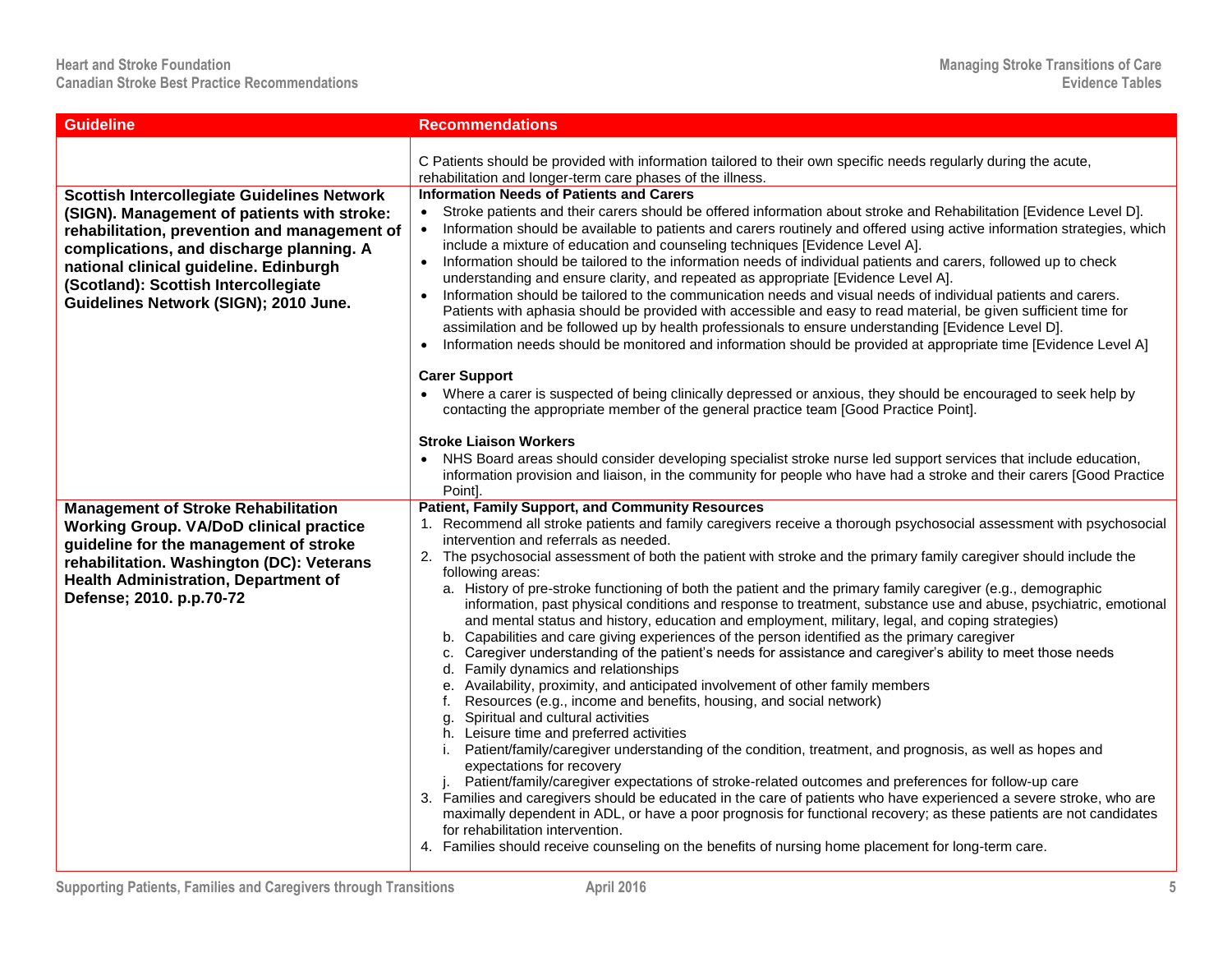| Guideline | Recommendations |
| --- | --- |
| | C Patients should be provided with information tailored to their own specific needs regularly during the acute, rehabilitation and longer-term care phases of the illness. |
| **Scottish Intercollegiate Guidelines Network (SIGN). Management of patients with stroke: rehabilitation, prevention and management of complications, and discharge planning. A national clinical guideline. Edinburgh (Scotland): Scottish Intercollegiate Guidelines Network (SIGN); 2010 June.** | **Information Needs of Patients and Carers**<br>• Stroke patients and their carers should be offered information about stroke and Rehabilitation [Evidence Level D].<br>• Information should be available to patients and carers routinely and offered using active information strategies, which include a mixture of education and counseling techniques [Evidence Level A].<br>• Information should be tailored to the information needs of individual patients and carers, followed up to check understanding and ensure clarity, and repeated as appropriate [Evidence Level A].<br>• Information should be tailored to the communication needs and visual needs of individual patients and carers. Patients with aphasia should be provided with accessible and easy to read material, be given sufficient time for assimilation and be followed up by health professionals to ensure understanding [Evidence Level D].<br>• Information needs should be monitored and information should be provided at appropriate time [Evidence Level A]<br><br>**Carer Support**<br>• Where a carer is suspected of being clinically depressed or anxious, they should be encouraged to seek help by contacting the appropriate member of the general practice team [Good Practice Point].<br><br>**Stroke Liaison Workers**<br>• NHS Board areas should consider developing specialist stroke nurse led support services that include education, information provision and liaison, in the community for people who have had a stroke and their carers [Good Practice Point]. |
| **Management of Stroke Rehabilitation Working Group. VA/DoD clinical practice guideline for the management of stroke rehabilitation. Washington (DC): Veterans Health Administration, Department of Defense; 2010. p.p.70-72** | **Patient, Family Support, and Community Resources**<br>1. Recommend all stroke patients and family caregivers receive a thorough psychosocial assessment with psychosocial intervention and referrals as needed.<br>2. The psychosocial assessment of both the patient with stroke and the primary family caregiver should include the following areas:<br>a. History of pre-stroke functioning of both the patient and the primary family caregiver (e.g., demographic information, past physical conditions and response to treatment, substance use and abuse, psychiatric, emotional and mental status and history, education and employment, military, legal, and coping strategies)<br>b. Capabilities and care giving experiences of the person identified as the primary caregiver<br>c. Caregiver understanding of the patient's needs for assistance and caregiver's ability to meet those needs<br>d. Family dynamics and relationships<br>e. Availability, proximity, and anticipated involvement of other family members<br>f. Resources (e.g., income and benefits, housing, and social network)<br>g. Spiritual and cultural activities<br>h. Leisure time and preferred activities<br>i. Patient/family/caregiver understanding of the condition, treatment, and prognosis, as well as hopes and expectations for recovery<br>j. Patient/family/caregiver expectations of stroke-related outcomes and preferences for follow-up care<br>3. Families and caregivers should be educated in the care of patients who have experienced a severe stroke, who are maximally dependent in ADL, or have a poor prognosis for functional recovery; as these patients are not candidates for rehabilitation intervention.<br>4. Families should receive counseling on the benefits of nursing home placement for long-term care. |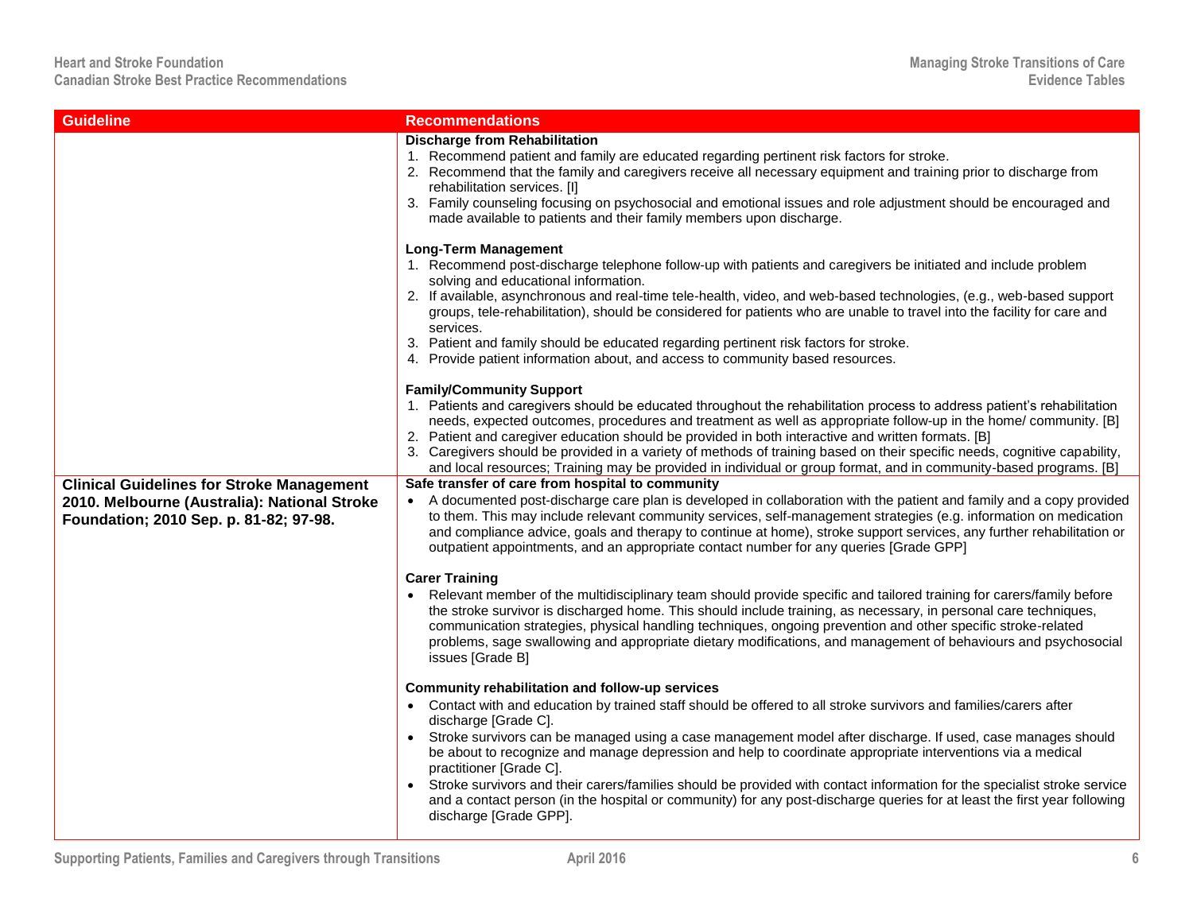| Guideline | Recommendations |
|---|---|
| | **Discharge from Rehabilitation**<br>1. Recommend patient and family are educated regarding pertinent risk factors for stroke.<br>2. Recommend that the family and caregivers receive all necessary equipment and training prior to discharge from rehabilitation services. [I]<br>3. Family counseling focusing on psychosocial and emotional issues and role adjustment should be encouraged and made available to patients and their family members upon discharge.<br><br>**Long-Term Management**<br>1. Recommend post-discharge telephone follow-up with patients and caregivers be initiated and include problem solving and educational information.<br>2. If available, asynchronous and real-time tele-health, video, and web-based technologies, (e.g., web-based support groups, tele-rehabilitation), should be considered for patients who are unable to travel into the facility for care and services.<br>3. Patient and family should be educated regarding pertinent risk factors for stroke.<br>4. Provide patient information about, and access to community based resources.<br><br>**Family/Community Support**<br>1. Patients and caregivers should be educated throughout the rehabilitation process to address patient's rehabilitation needs, expected outcomes, procedures and treatment as well as appropriate follow-up in the home/ community. [B]<br>2. Patient and caregiver education should be provided in both interactive and written formats. [B]<br>3. Caregivers should be provided in a variety of methods of training based on their specific needs, cognitive capability, and local resources; Training may be provided in individual or group format, and in community-based programs. [B] |
| **Clinical Guidelines for Stroke Management 2010. Melbourne (Australia): National Stroke Foundation; 2010 Sep. p. 81-82; 97-98.** | **Safe transfer of care from hospital to community**<br>• A documented post-discharge care plan is developed in collaboration with the patient and family and a copy provided to them. This may include relevant community services, self-management strategies (e.g. information on medication and compliance advice, goals and therapy to continue at home), stroke support services, any further rehabilitation or outpatient appointments, and an appropriate contact number for any queries [Grade GPP]<br><br>**Carer Training**<br>• Relevant member of the multidisciplinary team should provide specific and tailored training for carers/family before the stroke survivor is discharged home. This should include training, as necessary, in personal care techniques, communication strategies, physical handling techniques, ongoing prevention and other specific stroke-related problems, sage swallowing and appropriate dietary modifications, and management of behaviours and psychosocial issues [Grade B]<br><br>**Community rehabilitation and follow-up services**<br>• Contact with and education by trained staff should be offered to all stroke survivors and families/carers after discharge [Grade C].<br>• Stroke survivors can be managed using a case management model after discharge. If used, case manages should be about to recognize and manage depression and help to coordinate appropriate interventions via a medical practitioner [Grade C].<br>• Stroke survivors and their carers/families should be provided with contact information for the specialist stroke service and a contact person (in the hospital or community) for any post-discharge queries for at least the first year following discharge [Grade GPP]. |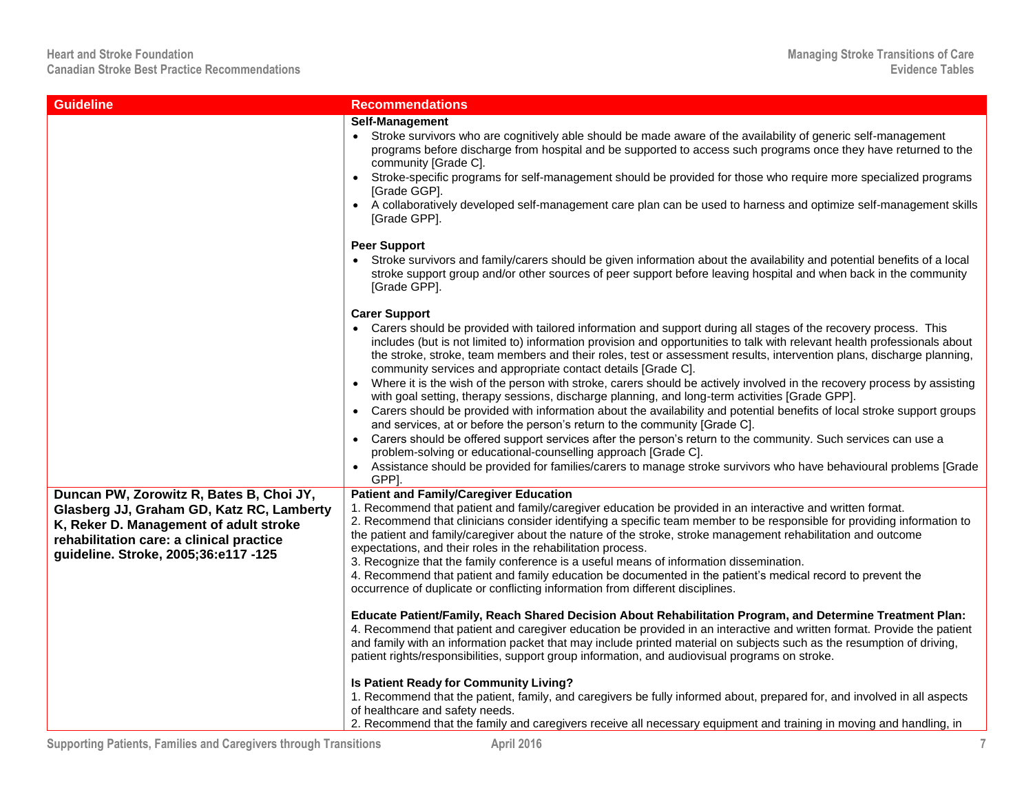| Guideline | Recommendations |
|---|---|
| | **Self-Management**<br>• Stroke survivors who are cognitively able should be made aware of the availability of generic self-management programs before discharge from hospital and be supported to access such programs once they have returned to the community [Grade C].<br>• Stroke-specific programs for self-management should be provided for those who require more specialized programs [Grade GGP].<br>• A collaboratively developed self-management care plan can be used to harness and optimize self-management skills [Grade GPP].<br><br>**Peer Support**<br>• Stroke survivors and family/carers should be given information about the availability and potential benefits of a local stroke support group and/or other sources of peer support before leaving hospital and when back in the community [Grade GPP].<br><br>**Carer Support**<br>• Carers should be provided with tailored information and support during all stages of the recovery process. This includes (but is not limited to) information provision and opportunities to talk with relevant health professionals about the stroke, stroke, team members and their roles, test or assessment results, intervention plans, discharge planning, community services and appropriate contact details [Grade C].<br>• Where it is the wish of the person with stroke, carers should be actively involved in the recovery process by assisting with goal setting, therapy sessions, discharge planning, and long-term activities [Grade GPP].<br>• Carers should be provided with information about the availability and potential benefits of local stroke support groups and services, at or before the person's return to the community [Grade C].<br>• Carers should be offered support services after the person's return to the community. Such services can use a problem-solving or educational-counselling approach [Grade C].<br>• Assistance should be provided for families/carers to manage stroke survivors who have behavioural problems [Grade GPP]. |
| **Duncan PW, Zorowitz R, Bates B, Choi JY, Glasberg JJ, Graham GD, Katz RC, Lamberty K, Reker D. Management of adult stroke rehabilitation care: a clinical practice guideline. Stroke, 2005;36:e117 -125** | **Patient and Family/Caregiver Education**<br>1. Recommend that patient and family/caregiver education be provided in an interactive and written format.<br>2. Recommend that clinicians consider identifying a specific team member to be responsible for providing information to the patient and family/caregiver about the nature of the stroke, stroke management rehabilitation and outcome expectations, and their roles in the rehabilitation process.<br>3. Recognize that the family conference is a useful means of information dissemination.<br>4. Recommend that patient and family education be documented in the patient's medical record to prevent the occurrence of duplicate or conflicting information from different disciplines.<br><br>**Educate Patient/Family, Reach Shared Decision About Rehabilitation Program, and Determine Treatment Plan:**<br>4. Recommend that patient and caregiver education be provided in an interactive and written format. Provide the patient and family with an information packet that may include printed material on subjects such as the resumption of driving, patient rights/responsibilities, support group information, and audiovisual programs on stroke.<br><br>**Is Patient Ready for Community Living?**<br>1. Recommend that the patient, family, and caregivers be fully informed about, prepared for, and involved in all aspects of healthcare and safety needs.<br>2. Recommend that the family and caregivers receive all necessary equipment and training in moving and handling, in |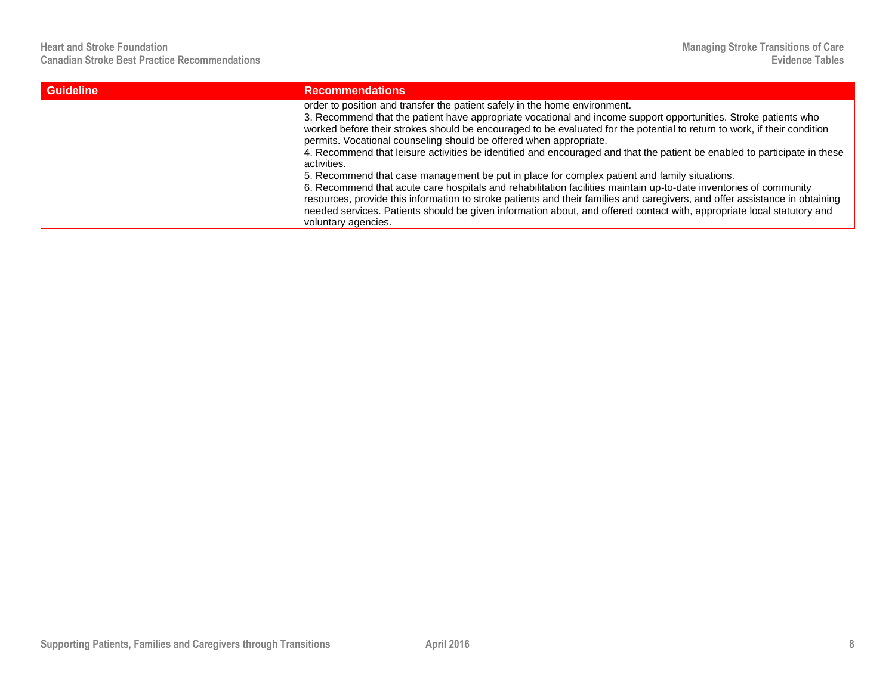| Guideline | Recommendations |
| --- | --- |
| | order to position and transfer the patient safely in the home environment.<br>3. Recommend that the patient have appropriate vocational and income support opportunities. Stroke patients who worked before their strokes should be encouraged to be evaluated for the potential to return to work, if their condition permits. Vocational counseling should be offered when appropriate.<br>4. Recommend that leisure activities be identified and encouraged and that the patient be enabled to participate in these activities.<br>5. Recommend that case management be put in place for complex patient and family situations.<br>6. Recommend that acute care hospitals and rehabilitation facilities maintain up-to-date inventories of community resources, provide this information to stroke patients and their families and caregivers, and offer assistance in obtaining needed services. Patients should be given information about, and offered contact with, appropriate local statutory and voluntary agencies. |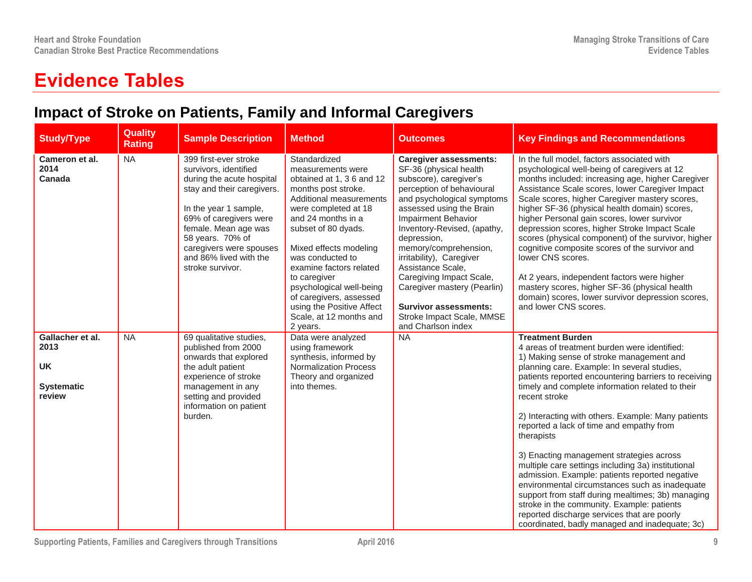# Evidence Tables

## Impact of Stroke on Patients, Family and Informal Caregivers

| Study/Type | Quality Rating | Sample Description | Method | Outcomes | Key Findings and Recommendations |
|---|---|---|---|---|---|
| **Cameron et al. 2014**<br>**Canada** | NA | 399 first-ever stroke survivors, identified during the acute hospital stay and their caregivers.<br><br>In the year 1 sample, 69% of caregivers were female. Mean age was 58 years. 70% of caregivers were spouses and 86% lived with the stroke survivor. | Standardized measurements were obtained at 1, 3 6 and 12 months post stroke. Additional measurements were completed at 18 and 24 months in a subset of 80 dyads.<br><br>Mixed effects modeling was conducted to examine factors related to caregiver psychological well-being of caregivers, assessed using the Positive Affect Scale, at 12 months and 2 years. | **Caregiver assessments:** SF-36 (physical health subscore), caregiver's perception of behavioural and psychological symptoms assessed using the Brain Impairment Behavior Inventory-Revised, (apathy, depression, memory/comprehension, irritability), Caregiver Assistance Scale, Caregiving Impact Scale, Caregiver mastery (Pearlin)<br><br>**Survivor assessments:** Stroke Impact Scale, MMSE and Charlson index | In the full model, factors associated with psychological well-being of caregivers at 12 months included: increasing age, higher Caregiver Assistance Scale scores, lower Caregiver Impact Scale scores, higher Caregiver mastery scores, higher SF-36 (physical health domain) scores, higher Personal gain scores, lower survivor depression scores, higher Stroke Impact Scale scores (physical component) of the survivor, higher cognitive composite scores of the survivor and lower CNS scores.<br><br>At 2 years, independent factors were higher mastery scores, higher SF-36 (physical health domain) scores, lower survivor depression scores, and lower CNS scores. |
| **Gallacher et al. 2013**<br><br>**UK**<br><br>**Systematic review** | NA | 69 qualitative studies, published from 2000 onwards that explored the adult patient experience of stroke management in any setting and provided information on patient burden. | Data were analyzed using framework synthesis, informed by Normalization Process Theory and organized into themes. | NA | **Treatment Burden**<br>4 areas of treatment burden were identified:<br>1) Making sense of stroke management and planning care. Example: In several studies, patients reported encountering barriers to receiving timely and complete information related to their recent stroke<br><br>2) Interacting with others. Example: Many patients reported a lack of time and empathy from therapists<br><br>3) Enacting management strategies across multiple care settings including 3a) institutional admission. Example: patients reported negative environmental circumstances such as inadequate support from staff during mealtimes; 3b) managing stroke in the community. Example: patients reported discharge services that are poorly coordinated, badly managed and inadequate; 3c) |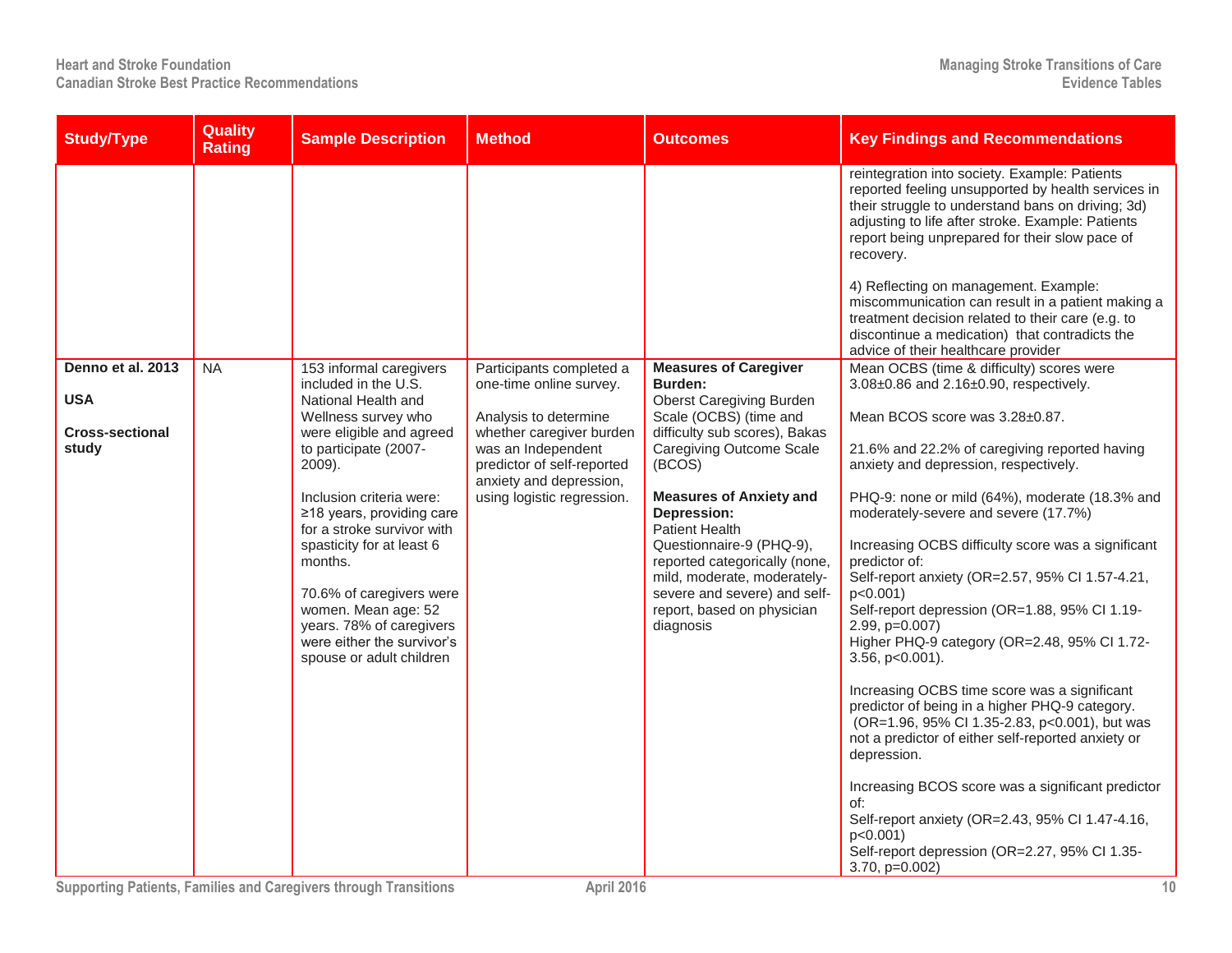| Study/Type | Quality Rating | Sample Description | Method | Outcomes | Key Findings and Recommendations |
|---|---|---|---|---|---|
| | | | | | reintegration into society. Example: Patients reported feeling unsupported by health services in their struggle to understand bans on driving; 3d) adjusting to life after stroke. Example: Patients report being unprepared for their slow pace of recovery.<br><br>4) Reflecting on management. Example: miscommunication can result in a patient making a treatment decision related to their care (e.g. to discontinue a medication) that contradicts the advice of their healthcare provider |
| **Denno et al. 2013**<br><br>**USA**<br><br>**Cross-sectional study** | NA | 153 informal caregivers included in the U.S. National Health and Wellness survey who were eligible and agreed to participate (2007-2009).<br><br>Inclusion criteria were: ≥18 years, providing care for a stroke survivor with spasticity for at least 6 months.<br><br>70.6% of caregivers were women. Mean age: 52 years. 78% of caregivers were either the survivor's spouse or adult children | Participants completed a one-time online survey.<br><br>Analysis to determine whether caregiver burden was an Independent predictor of self-reported anxiety and depression, using logistic regression. | **Measures of Caregiver Burden:**<br>Oberst Caregiving Burden Scale (OCBS) (time and difficulty sub scores), Bakas Caregiving Outcome Scale (BCOS)<br><br>**Measures of Anxiety and Depression:**<br>Patient Health Questionnaire-9 (PHQ-9), reported categorically (none, mild, moderate, moderately-severe and severe) and self-report, based on physician diagnosis | Mean OCBS (time & difficulty) scores were 3.08±0.86 and 2.16±0.90, respectively.<br><br>Mean BCOS score was 3.28±0.87.<br><br>21.6% and 22.2% of caregiving reported having anxiety and depression, respectively.<br><br>PHQ-9: none or mild (64%), moderate (18.3% and moderately-severe and severe (17.7%)<br><br>Increasing OCBS difficulty score was a significant predictor of:<br>Self-report anxiety (OR=2.57, 95% CI 1.57-4.21, $p<0.001$)<br>Self-report depression (OR=1.88, 95% CI 1.19-2.99, $p=0.007$)<br>Higher PHQ-9 category (OR=2.48, 95% CI 1.72-3.56, $p<0.001$).<br><br>Increasing OCBS time score was a significant predictor of being in a higher PHQ-9 category. (OR=1.96, 95% CI 1.35-2.83, $p<0.001$), but was not a predictor of either self-reported anxiety or depression.<br><br>Increasing BCOS score was a significant predictor of:<br>Self-report anxiety (OR=2.43, 95% CI 1.47-4.16, $p<0.001$)<br>Self-report depression (OR=2.27, 95% CI 1.35-3.70, $p=0.002$) |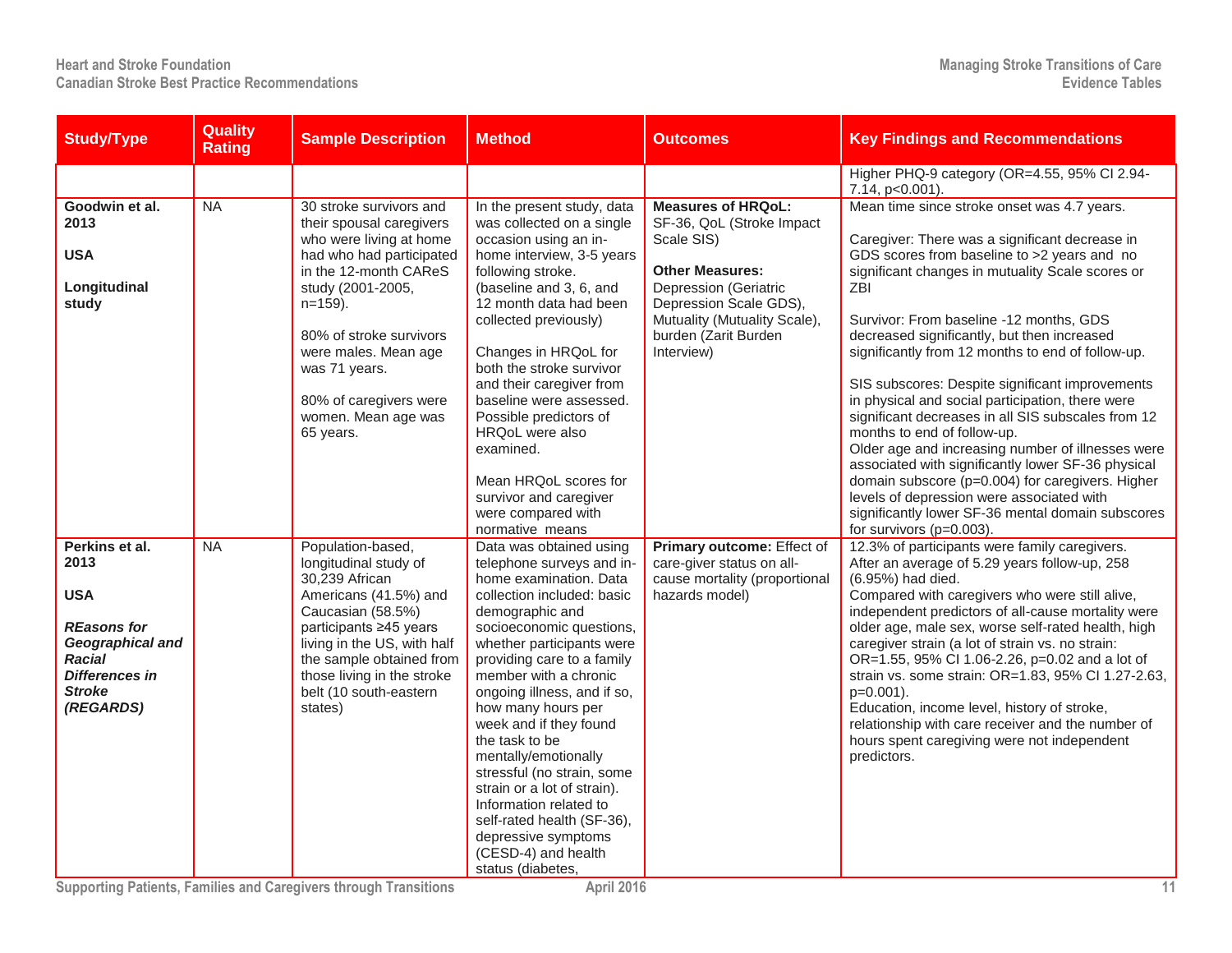| Study/Type | Quality Rating | Sample Description | Method | Outcomes | Key Findings and Recommendations |
|---|---|---|---|---|---|
| | | | | | Higher PHQ-9 category (OR=4.55, 95% CI 2.94-7.14, p<0.001). |
| **Goodwin et al. 2013**<br><br>**USA**<br><br>**Longitudinal study** | NA | 30 stroke survivors and their spousal caregivers who were living at home had who had participated in the 12-month CAReS study (2001-2005, n=159).<br><br>80% of stroke survivors were males. Mean age was 71 years.<br><br>80% of caregivers were women. Mean age was 65 years. | In the present study, data was collected on a single occasion using an in-home interview, 3-5 years following stroke. (baseline and 3, 6, and 12 month data had been collected previously)<br><br>Changes in HRQoL for both the stroke survivor and their caregiver from baseline were assessed. Possible predictors of HRQoL were also examined.<br><br>Mean HRQoL scores for survivor and caregiver were compared with normative means | **Measures of HRQoL:** SF-36, QoL (Stroke Impact Scale SIS)<br><br>**Other Measures:** Depression (Geriatric Depression Scale GDS), Mutuality (Mutuality Scale), burden (Zarit Burden Interview) | Mean time since stroke onset was 4.7 years.<br><br>Caregiver: There was a significant decrease in GDS scores from baseline to >2 years and no significant changes in mutuality Scale scores or ZBI<br><br>Survivor: From baseline -12 months, GDS decreased significantly, but then increased significantly from 12 months to end of follow-up.<br><br>SIS subscores: Despite significant improvements in physical and social participation, there were significant decreases in all SIS subscales from 12 months to end of follow-up.<br>Older age and increasing number of illnesses were associated with significantly lower SF-36 physical domain subscore (p=0.004) for caregivers. Higher levels of depression were associated with significantly lower SF-36 mental domain subscores for survivors (p=0.003). |
| **Perkins et al. 2013**<br><br>**USA**<br><br>***REasons for Geographical and Racial Differences in Stroke (REGARDS)*** | NA | Population-based, longitudinal study of 30,239 African Americans (41.5%) and Caucasian (58.5%) participants ≥45 years living in the US, with half the sample obtained from those living in the stroke belt (10 south-eastern states) | Data was obtained using telephone surveys and in-home examination. Data collection included: basic demographic and socioeconomic questions, whether participants were providing care to a family member with a chronic ongoing illness, and if so, how many hours per week and if they found the task to be mentally/emotionally stressful (no strain, some strain or a lot of strain). Information related to self-rated health (SF-36), depressive symptoms (CESD-4) and health status (diabetes, | **Primary outcome:** Effect of care-giver status on all-cause mortality (proportional hazards model) | 12.3% of participants were family caregivers.<br>After an average of 5.29 years follow-up, 258 (6.95%) had died.<br>Compared with caregivers who were still alive, independent predictors of all-cause mortality were older age, male sex, worse self-rated health, high caregiver strain (a lot of strain vs. no strain: OR=1.55, 95% CI 1.06-2.26, p=0.02 and a lot of strain vs. some strain: OR=1.83, 95% CI 1.27-2.63, p=0.001).<br>Education, income level, history of stroke, relationship with care receiver and the number of hours spent caregiving were not independent predictors. |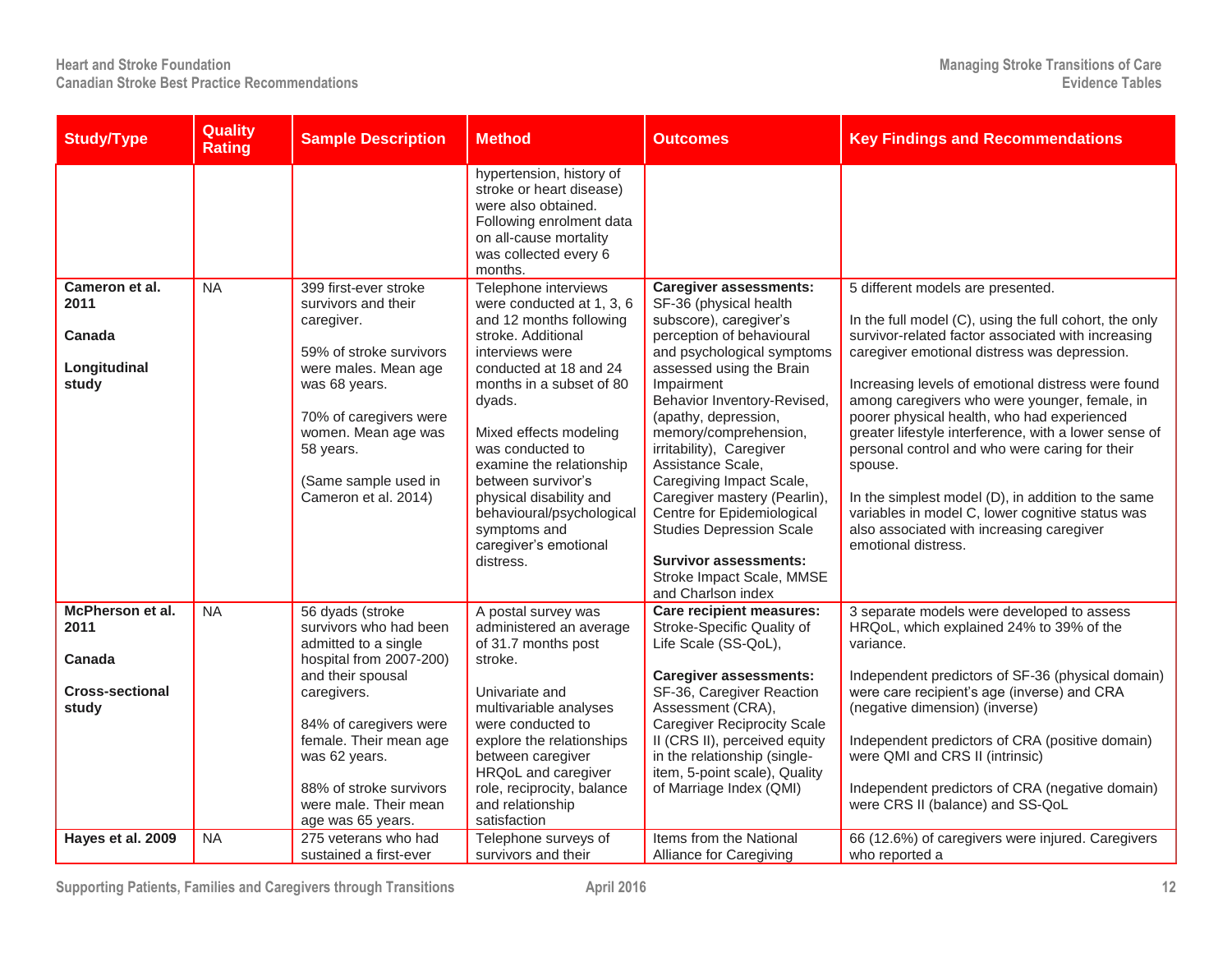| Study/Type | Quality Rating | Sample Description | Method | Outcomes | Key Findings and Recommendations |
|---|---|---|---|---|---|
| | | | hypertension, history of stroke or heart disease) were also obtained. Following enrolment data on all-cause mortality was collected every 6 months. | | |
| **Cameron et al. 2011**<br><br>**Canada**<br><br>**Longitudinal study** | NA | 399 first-ever stroke survivors and their caregiver.<br><br>59% of stroke survivors were males. Mean age was 68 years.<br><br>70% of caregivers were women. Mean age was 58 years.<br><br>(Same sample used in Cameron et al. 2014) | Telephone interviews were conducted at 1, 3, 6 and 12 months following stroke. Additional interviews were conducted at 18 and 24 months in a subset of 80 dyads.<br><br>Mixed effects modeling was conducted to examine the relationship between survivor's physical disability and behavioural/psychological symptoms and caregiver's emotional distress. | **Caregiver assessments:** SF-36 (physical health subscore), caregiver's perception of behavioural and psychological symptoms assessed using the Brain Impairment Behavior Inventory-Revised, (apathy, depression, memory/comprehension, irritability), Caregiver Assistance Scale, Caregiving Impact Scale, Caregiver mastery (Pearlin), Centre for Epidemiological Studies Depression Scale<br><br>**Survivor assessments:** Stroke Impact Scale, MMSE and Charlson index | 5 different models are presented.<br><br>In the full model (C), using the full cohort, the only survivor-related factor associated with increasing caregiver emotional distress was depression.<br><br>Increasing levels of emotional distress were found among caregivers who were younger, female, in poorer physical health, who had experienced greater lifestyle interference, with a lower sense of personal control and who were caring for their spouse.<br><br>In the simplest model (D), in addition to the same variables in model C, lower cognitive status was also associated with increasing caregiver emotional distress. |
| **McPherson et al. 2011**<br><br>**Canada**<br><br>**Cross-sectional study** | NA | 56 dyads (stroke survivors who had been admitted to a single hospital from 2007-200) and their spousal caregivers.<br><br>84% of caregivers were female. Their mean age was 62 years.<br><br>88% of stroke survivors were male. Their mean age was 65 years. | A postal survey was administered an average of 31.7 months post stroke.<br><br>Univariate and multivariable analyses were conducted to explore the relationships between caregiver HRQoL and caregiver role, reciprocity, balance and relationship satisfaction | **Care recipient measures:** Stroke-Specific Quality of Life Scale (SS-QoL),<br><br>**Caregiver assessments:** SF-36, Caregiver Reaction Assessment (CRA), Caregiver Reciprocity Scale II (CRS II), perceived equity in the relationship (single-item, 5-point scale), Quality of Marriage Index (QMI) | 3 separate models were developed to assess HRQoL, which explained 24% to 39% of the variance.<br><br>Independent predictors of SF-36 (physical domain) were care recipient's age (inverse) and CRA (negative dimension) (inverse)<br><br>Independent predictors of CRA (positive domain) were QMI and CRS II (intrinsic)<br><br>Independent predictors of CRA (negative domain) were CRS II (balance) and SS-QoL |
| **Hayes et al. 2009** | NA | 275 veterans who had sustained a first-ever | Telephone surveys of survivors and their | Items from the National Alliance for Caregiving | 66 (12.6%) of caregivers were injured. Caregivers who reported a |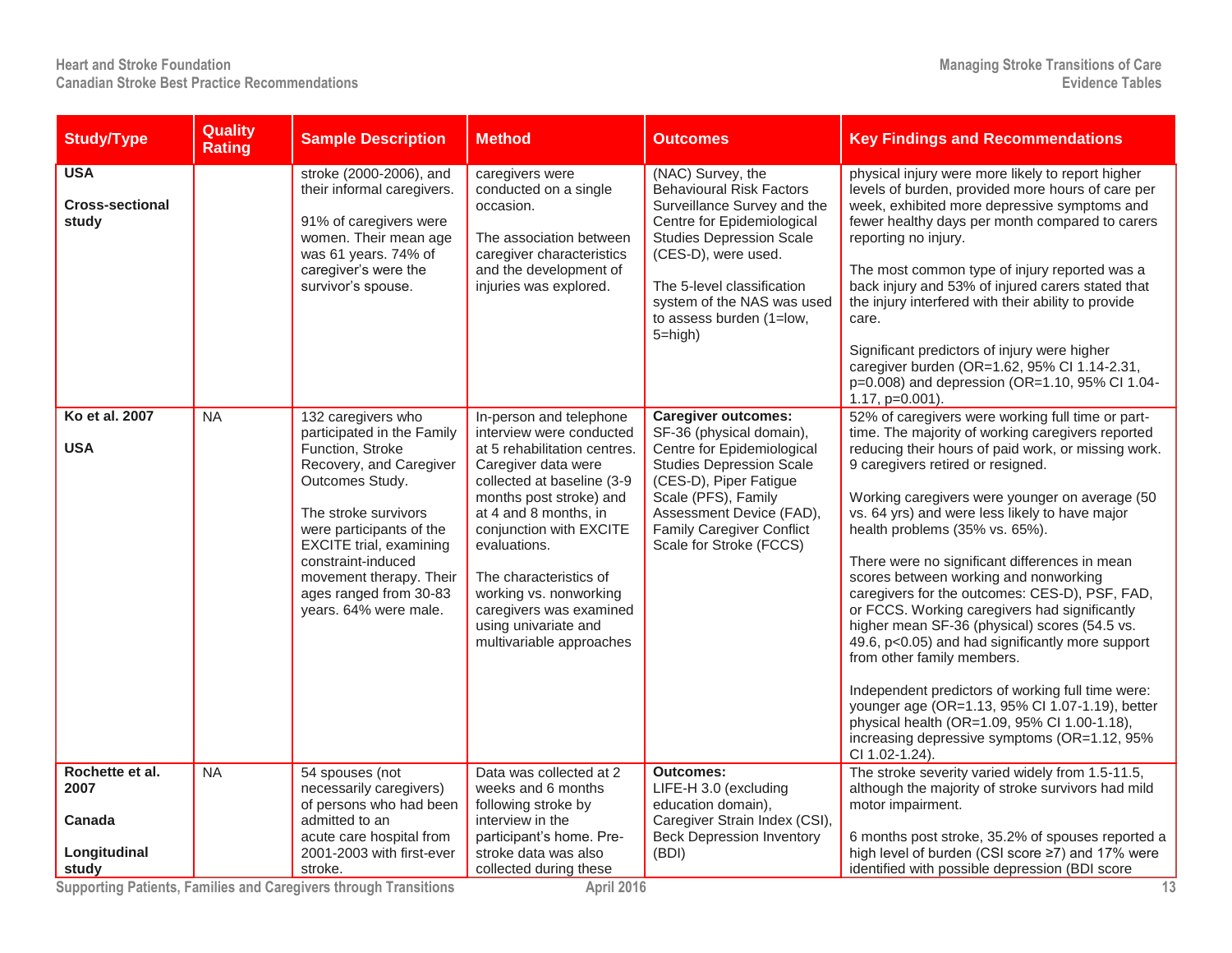| Study/Type | Quality Rating | Sample Description | Method | Outcomes | Key Findings and Recommendations |
|---|---|---|---|---|---|
| **USA**<br><br>**Cross-sectional study** | | stroke (2000-2006), and their informal caregivers.<br><br>91% of caregivers were women. Their mean age was 61 years. 74% of caregiver's were the survivor's spouse. | caregivers were conducted on a single occasion.<br><br>The association between caregiver characteristics and the development of injuries was explored. | (NAC) Survey, the Behavioural Risk Factors Surveillance Survey and the Centre for Epidemiological Studies Depression Scale (CES-D), were used.<br><br>The 5-level classification system of the NAS was used to assess burden (1=low, 5=high) | physical injury were more likely to report higher levels of burden, provided more hours of care per week, exhibited more depressive symptoms and fewer healthy days per month compared to carers reporting no injury.<br><br>The most common type of injury reported was a back injury and 53% of injured carers stated that the injury interfered with their ability to provide care.<br><br>Significant predictors of injury were higher caregiver burden (OR=1.62, 95% CI 1.14-2.31, p=0.008) and depression (OR=1.10, 95% CI 1.04-1.17, p=0.001). |
| **Ko et al. 2007**<br><br>**USA** | NA | 132 caregivers who participated in the Family Function, Stroke Recovery, and Caregiver Outcomes Study.<br><br>The stroke survivors were participants of the EXCITE trial, examining constraint-induced movement therapy. Their ages ranged from 30-83 years. 64% were male. | In-person and telephone interview were conducted at 5 rehabilitation centres. Caregiver data were collected at baseline (3-9 months post stroke) and at 4 and 8 months, in conjunction with EXCITE evaluations.<br><br>The characteristics of working vs. nonworking caregivers was examined using univariate and multivariable approaches | **Caregiver outcomes:** SF-36 (physical domain), Centre for Epidemiological Studies Depression Scale (CES-D), Piper Fatigue Scale (PFS), Family Assessment Device (FAD), Family Caregiver Conflict Scale for Stroke (FCCS) | 52% of caregivers were working full time or part-time. The majority of working caregivers reported reducing their hours of paid work, or missing work. 9 caregivers retired or resigned.<br><br>Working caregivers were younger on average (50 vs. 64 yrs) and were less likely to have major health problems (35% vs. 65%).<br><br>There were no significant differences in mean scores between working and nonworking caregivers for the outcomes: CES-D), PSF, FAD, or FCCS. Working caregivers had significantly higher mean SF-36 (physical) scores (54.5 vs. 49.6, p<0.05) and had significantly more support from other family members.<br><br>Independent predictors of working full time were: younger age (OR=1.13, 95% CI 1.07-1.19), better physical health (OR=1.09, 95% CI 1.00-1.18), increasing depressive symptoms (OR=1.12, 95% CI 1.02-1.24). |
| **Rochette et al. 2007**<br><br>**Canada**<br><br>**Longitudinal study** | NA | 54 spouses (not necessarily caregivers) of persons who had been admitted to an acute care hospital from 2001-2003 with first-ever stroke. | Data was collected at 2 weeks and 6 months following stroke by interview in the participant's home. Pre-stroke data was also collected during these | **Outcomes:** LIFE-H 3.0 (excluding education domain), Caregiver Strain Index (CSI), Beck Depression Inventory (BDI) | The stroke severity varied widely from 1.5-11.5, although the majority of stroke survivors had mild motor impairment.<br><br>6 months post stroke, 35.2% of spouses reported a high level of burden (CSI score ≥7) and 17% were identified with possible depression (BDI score |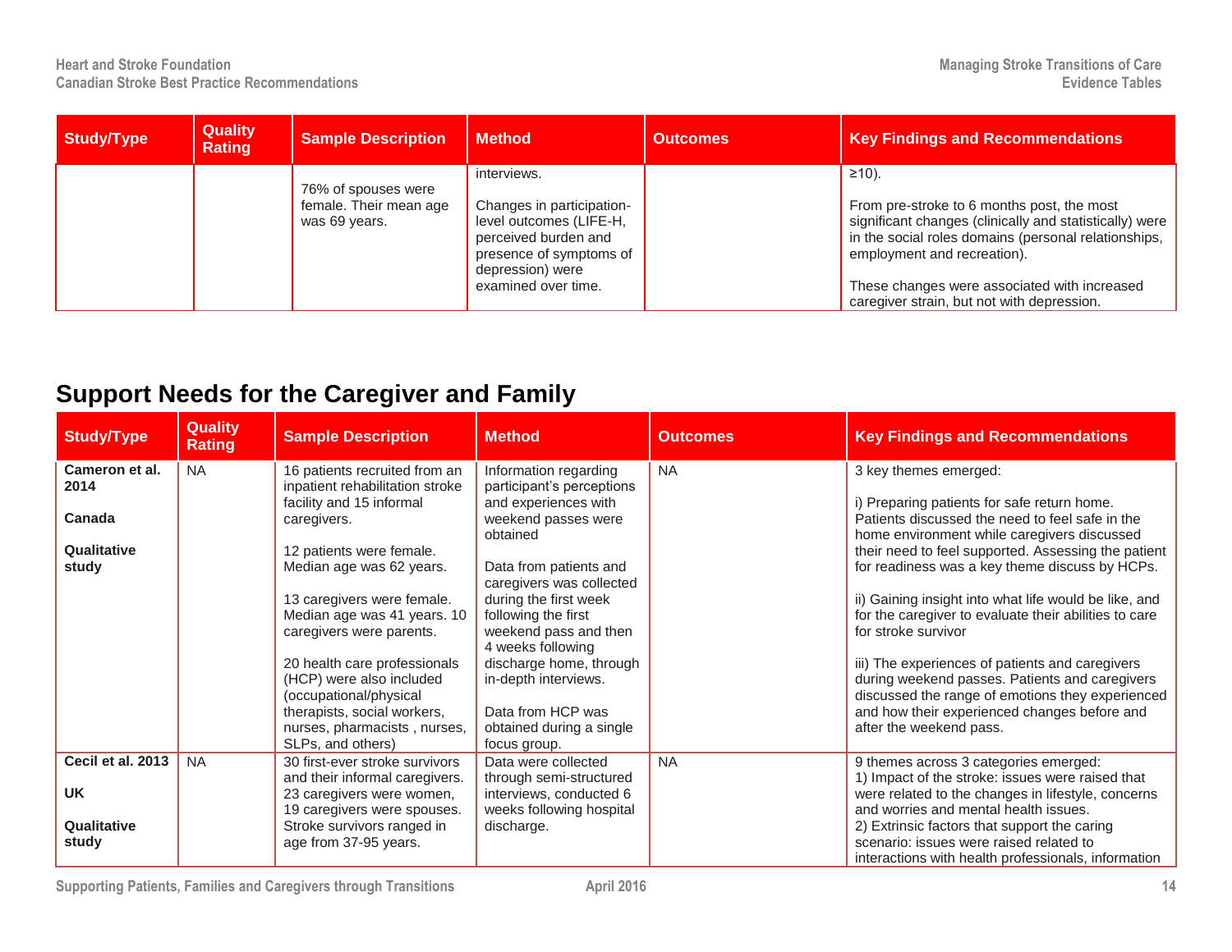| Study/Type | Quality Rating | Sample Description | Method | Outcomes | Key Findings and Recommendations |
|---|---|---|---|---|---|
| | | 76% of spouses were female. Their mean age was 69 years. | interviews.<br><br>Changes in participation-level outcomes (LIFE-H, perceived burden and presence of symptoms of depression) were examined over time. | | ≥10).<br><br>From pre-stroke to 6 months post, the most significant changes (clinically and statistically) were in the social roles domains (personal relationships, employment and recreation).<br><br>These changes were associated with increased caregiver strain, but not with depression. |

## Support Needs for the Caregiver and Family

| Study/Type | Quality Rating | Sample Description | Method | Outcomes | Key Findings and Recommendations |
|---|---|---|---|---|---|
| **Cameron et al. 2014**<br><br>**Canada**<br><br>**Qualitative study** | NA | 16 patients recruited from an inpatient rehabilitation stroke facility and 15 informal caregivers.<br><br>12 patients were female. Median age was 62 years.<br><br>13 caregivers were female. Median age was 41 years. 10 caregivers were parents.<br><br>20 health care professionals (HCP) were also included (occupational/physical therapists, social workers, nurses, pharmacists , nurses, SLPs, and others) | Information regarding participant's perceptions and experiences with weekend passes were obtained<br><br>Data from patients and caregivers was collected during the first week following the first weekend pass and then 4 weeks following discharge home, through in-depth interviews.<br><br>Data from HCP was obtained during a single focus group. | NA | 3 key themes emerged:<br><br>i) Preparing patients for safe return home. Patients discussed the need to feel safe in the home environment while caregivers discussed their need to feel supported. Assessing the patient for readiness was a key theme discuss by HCPs.<br><br>ii) Gaining insight into what life would be like, and for the caregiver to evaluate their abilities to care for stroke survivor<br><br>iii) The experiences of patients and caregivers during weekend passes. Patients and caregivers discussed the range of emotions they experienced and how their experienced changes before and after the weekend pass. |
| **Cecil et al. 2013**<br><br>**UK**<br><br>**Qualitative study** | NA | 30 first-ever stroke survivors and their informal caregivers. 23 caregivers were women, 19 caregivers were spouses. Stroke survivors ranged in age from 37-95 years. | Data were collected through semi-structured interviews, conducted 6 weeks following hospital discharge. | NA | 9 themes across 3 categories emerged:<br>1) Impact of the stroke: issues were raised that were related to the changes in lifestyle, concerns and worries and mental health issues.<br>2) Extrinsic factors that support the caring scenario: issues were raised related to interactions with health professionals, information |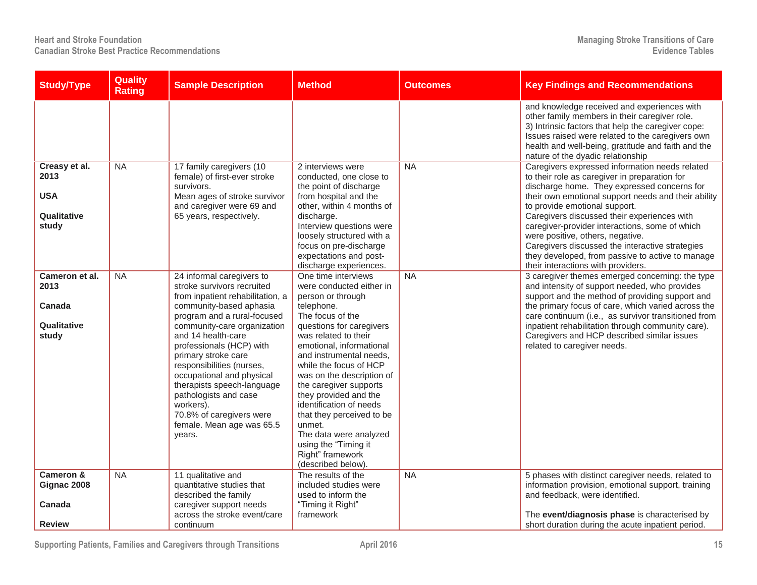| Study/Type | Quality Rating | Sample Description | Method | Outcomes | Key Findings and Recommendations |
|---|---|---|---|---|---|
| | | | | | and knowledge received and experiences with other family members in their caregiver role.<br>3) Intrinsic factors that help the caregiver cope: Issues raised were related to the caregivers own health and well-being, gratitude and faith and the nature of the dyadic relationship |
| **Creasy et al. 2013**<br><br>**USA**<br><br>**Qualitative study** | NA | 17 family caregivers (10 female) of first-ever stroke survivors.<br>Mean ages of stroke survivor and caregiver were 69 and 65 years, respectively. | 2 interviews were conducted, one close to the point of discharge from hospital and the other, within 4 months of discharge.<br>Interview questions were loosely structured with a focus on pre-discharge expectations and post-discharge experiences. | NA | Caregivers expressed information needs related to their role as caregiver in preparation for discharge home. They expressed concerns for their own emotional support needs and their ability to provide emotional support.<br>Caregivers discussed their experiences with caregiver-provider interactions, some of which were positive, others, negative.<br>Caregivers discussed the interactive strategies they developed, from passive to active to manage their interactions with providers. |
| **Cameron et al. 2013**<br><br>**Canada**<br><br>**Qualitative study** | NA | 24 informal caregivers to stroke survivors recruited from inpatient rehabilitation, a community-based aphasia program and a rural-focused community-care organization and 14 health-care professionals (HCP) with primary stroke care responsibilities (nurses, occupational and physical therapists speech-language pathologists and case workers).<br>70.8% of caregivers were female. Mean age was 65.5 years. | One time interviews were conducted either in person or through telephone.<br>The focus of the questions for caregivers was related to their emotional, informational and instrumental needs, while the focus of HCP was on the description of the caregiver supports they provided and the identification of needs that they perceived to be unmet.<br>The data were analyzed using the "Timing it Right" framework (described below). | NA | 3 caregiver themes emerged concerning: the type and intensity of support needed, who provides support and the method of providing support and the primary focus of care, which varied across the care continuum (i.e., as survivor transitioned from inpatient rehabilitation through community care).<br>Caregivers and HCP described similar issues related to caregiver needs. |
| **Cameron & Gignac 2008**<br><br>**Canada**<br><br>**Review** | NA | 11 qualitative and quantitative studies that described the family caregiver support needs across the stroke event/care continuum | The results of the included studies were used to inform the "Timing it Right" framework | NA | 5 phases with distinct caregiver needs, related to information provision, emotional support, training and feedback, were identified.<br><br>The **event/diagnosis phase** is characterised by short duration during the acute inpatient period. |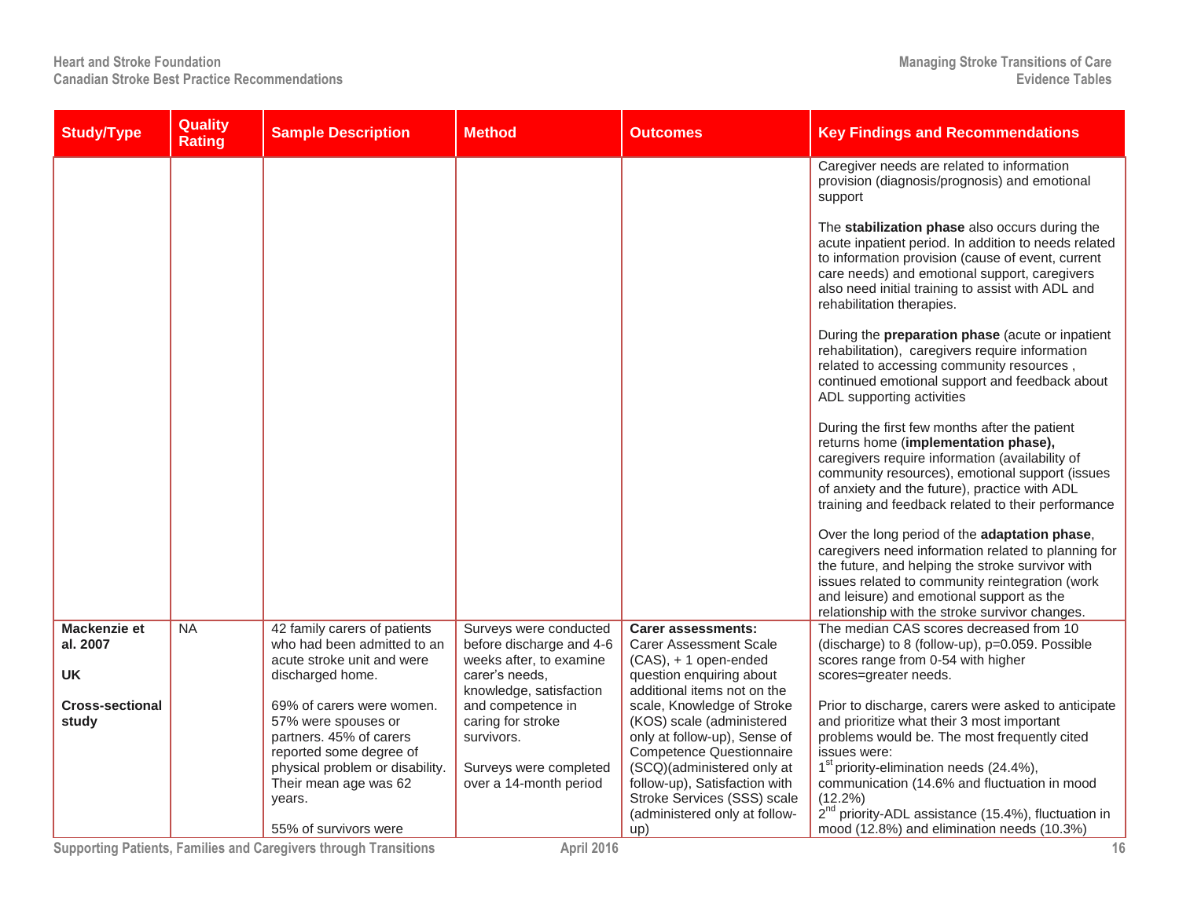| Study/Type | Quality Rating | Sample Description | Method | Outcomes | Key Findings and Recommendations |
|---|---|---|---|---|---|
| | | | | | Caregiver needs are related to information provision (diagnosis/prognosis) and emotional support<br><br>The **stabilization phase** also occurs during the acute inpatient period. In addition to needs related to information provision (cause of event, current care needs) and emotional support, caregivers also need initial training to assist with ADL and rehabilitation therapies.<br><br>During the **preparation phase** (acute or inpatient rehabilitation), caregivers require information related to accessing community resources , continued emotional support and feedback about ADL supporting activities<br><br>During the first few months after the patient returns home (**implementation phase),** caregivers require information (availability of community resources), emotional support (issues of anxiety and the future), practice with ADL training and feedback related to their performance<br><br>Over the long period of the **adaptation phase**, caregivers need information related to planning for the future, and helping the stroke survivor with issues related to community reintegration (work and leisure) and emotional support as the relationship with the stroke survivor changes. |
| **Mackenzie et al. 2007**<br><br>**UK**<br><br>**Cross-sectional study** | NA | 42 family carers of patients who had been admitted to an acute stroke unit and were discharged home.<br><br>69% of carers were women. 57% were spouses or partners. 45% of carers reported some degree of physical problem or disability. Their mean age was 62 years.<br><br>55% of survivors were | Surveys were conducted before discharge and 4-6 weeks after, to examine carer's needs, knowledge, satisfaction and competence in caring for stroke survivors.<br><br>Surveys were completed over a 14-month period | **Carer assessments:**<br>Carer Assessment Scale (CAS), + 1 open-ended question enquiring about additional items not on the scale, Knowledge of Stroke (KOS) scale (administered only at follow-up), Sense of Competence Questionnaire (SCQ)(administered only at follow-up), Satisfaction with Stroke Services (SSS) scale (administered only at follow-up) | The median CAS scores decreased from 10 (discharge) to 8 (follow-up), p=0.059. Possible scores range from 0-54 with higher scores=greater needs.<br><br>Prior to discharge, carers were asked to anticipate and prioritize what their 3 most important problems would be. The most frequently cited issues were:<br>1st priority-elimination needs (24.4%), communication (14.6% and fluctuation in mood (12.2%)<br>2nd priority-ADL assistance (15.4%), fluctuation in mood (12.8%) and elimination needs (10.3%) |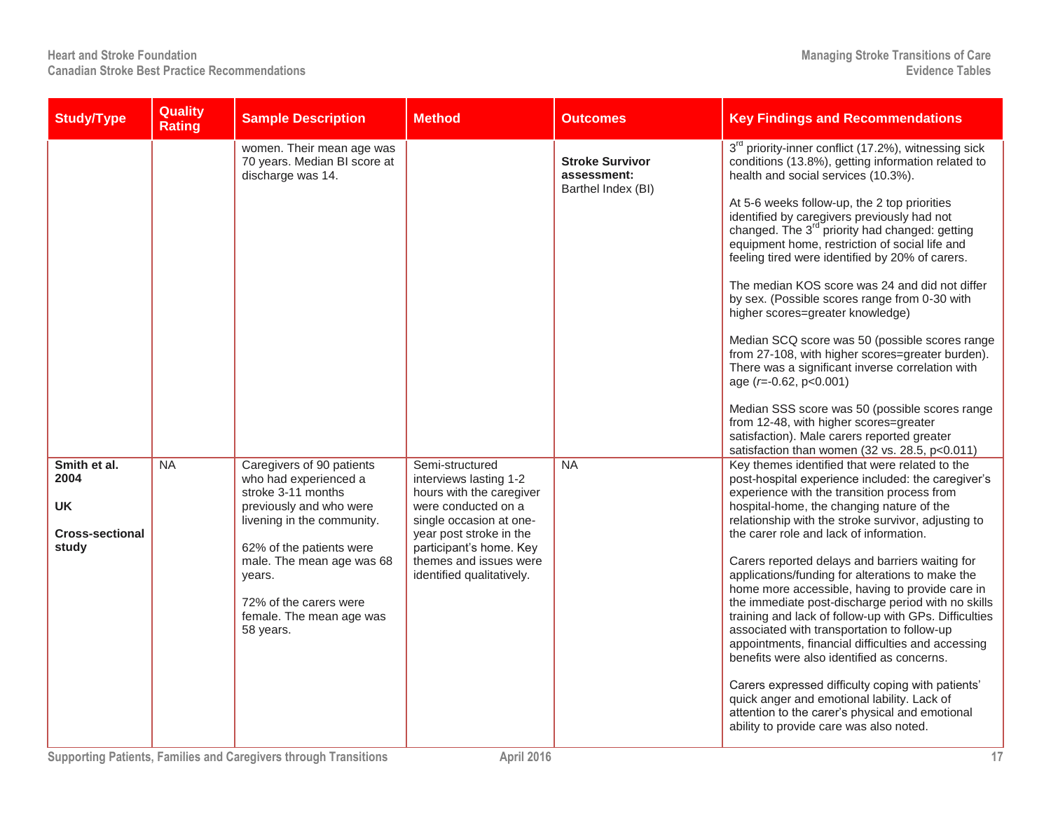| Study/Type | Quality Rating | Sample Description | Method | Outcomes | Key Findings and Recommendations |
|---|---|---|---|---|---|
| | | women. Their mean age was 70 years. Median BI score at discharge was 14. | | **Stroke Survivor assessment:** Barthel Index (BI) | 3rd priority-inner conflict (17.2%), witnessing sick conditions (13.8%), getting information related to health and social services (10.3%).<br><br>At 5-6 weeks follow-up, the 2 top priorities identified by caregivers previously had not changed. The 3rd priority had changed: getting equipment home, restriction of social life and feeling tired were identified by 20% of carers.<br><br>The median KOS score was 24 and did not differ by sex. (Possible scores range from 0-30 with higher scores=greater knowledge)<br><br>Median SCQ score was 50 (possible scores range from 27-108, with higher scores=greater burden). There was a significant inverse correlation with age ($r$=-0.62, $p<0.001$)<br><br>Median SSS score was 50 (possible scores range from 12-48, with higher scores=greater satisfaction). Male carers reported greater satisfaction than women (32 vs. 28.5, $p<0.011$) |
| **Smith et al. 2004**<br><br>**UK**<br><br>**Cross-sectional study** | NA | Caregivers of 90 patients who had experienced a stroke 3-11 months previously and who were livening in the community.<br><br>62% of the patients were male. The mean age was 68 years.<br><br>72% of the carers were female. The mean age was 58 years. | Semi-structured interviews lasting 1-2 hours with the caregiver were conducted on a single occasion at one-year post stroke in the participant's home. Key themes and issues were identified qualitatively. | NA | Key themes identified that were related to the post-hospital experience included: the caregiver's experience with the transition process from hospital-home, the changing nature of the relationship with the stroke survivor, adjusting to the carer role and lack of information.<br><br>Carers reported delays and barriers waiting for applications/funding for alterations to make the home more accessible, having to provide care in the immediate post-discharge period with no skills training and lack of follow-up with GPs. Difficulties associated with transportation to follow-up appointments, financial difficulties and accessing benefits were also identified as concerns.<br><br>Carers expressed difficulty coping with patients' quick anger and emotional lability. Lack of attention to the carer's physical and emotional ability to provide care was also noted. |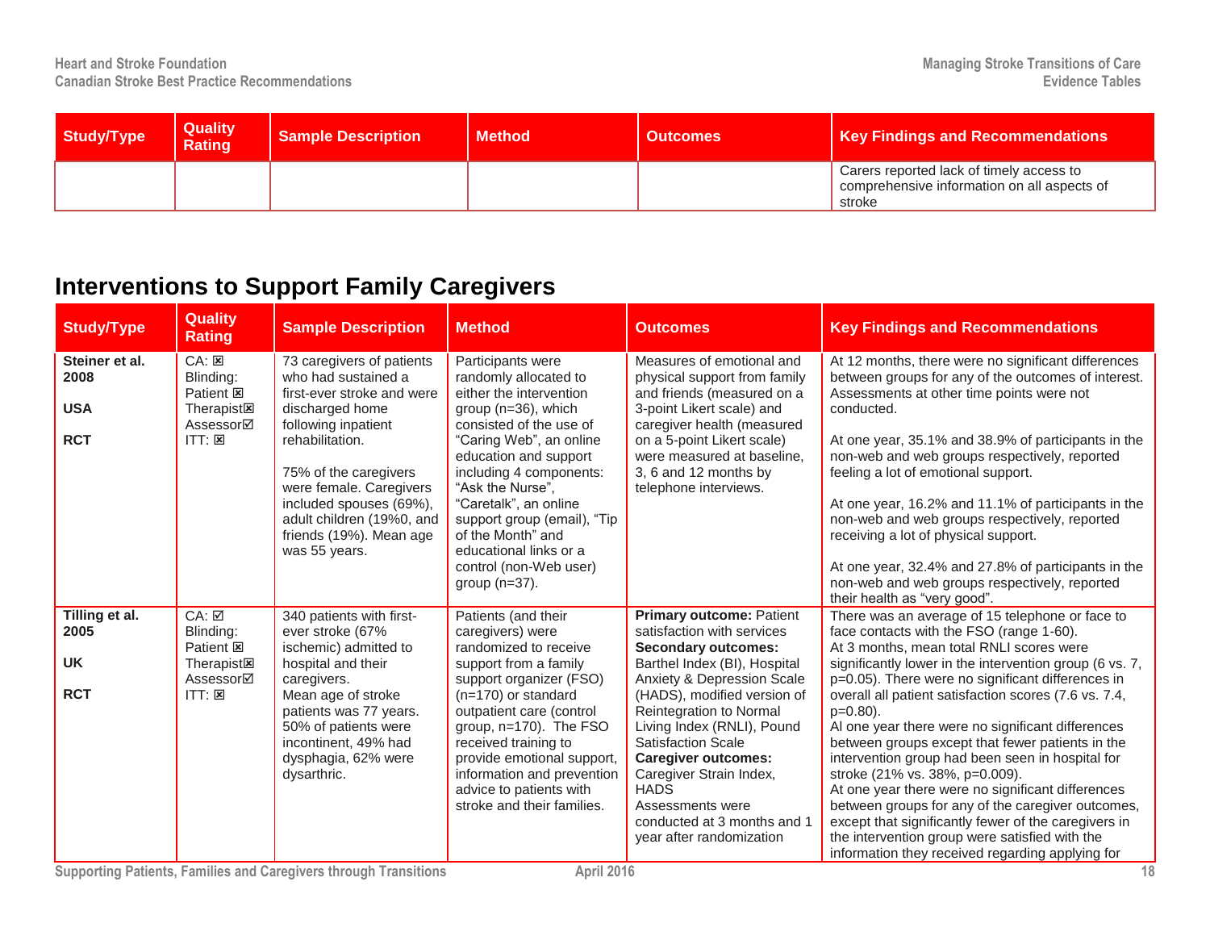| Study/Type | Quality Rating | Sample Description | Method | Outcomes | Key Findings and Recommendations |
|---|---|---|---|---|---|
| | | | | | Carers reported lack of timely access to comprehensive information on all aspects of stroke |

## Interventions to Support Family Caregivers

| Study/Type | Quality Rating | Sample Description | Method | Outcomes | Key Findings and Recommendations |
|---|---|---|---|---|---|
| **Steiner et al. 2008**<br><br>**USA**<br><br>**RCT** | CA: ☒<br>Blinding:<br>Patient ☒<br>Therapist☒<br>Assessor☑<br>ITT: ☒ | 73 caregivers of patients who had sustained a first-ever stroke and were discharged home following inpatient rehabilitation.<br><br>75% of the caregivers were female. Caregivers included spouses (69%), adult children (19%0, and friends (19%). Mean age was 55 years. | Participants were randomly allocated to either the intervention group (n=36), which consisted of the use of "Caring Web", an online education and support including 4 components: "Ask the Nurse", "Caretalk", an online support group (email), "Tip of the Month" and educational links or a control (non-Web user) group (n=37). | Measures of emotional and physical support from family and friends (measured on a 3-point Likert scale) and caregiver health (measured on a 5-point Likert scale) were measured at baseline, 3, 6 and 12 months by telephone interviews. | At 12 months, there were no significant differences between groups for any of the outcomes of interest. Assessments at other time points were not conducted.<br><br>At one year, 35.1% and 38.9% of participants in the non-web and web groups respectively, reported feeling a lot of emotional support.<br><br>At one year, 16.2% and 11.1% of participants in the non-web and web groups respectively, reported receiving a lot of physical support.<br><br>At one year, 32.4% and 27.8% of participants in the non-web and web groups respectively, reported their health as "very good". |
| **Tilling et al. 2005**<br><br>**UK**<br><br>**RCT** | CA: ☑<br>Blinding:<br>Patient ☒<br>Therapist☒<br>Assessor☑<br>ITT: ☒ | 340 patients with first-ever stroke (67% ischemic) admitted to hospital and their caregivers.<br>Mean age of stroke patients was 77 years. 50% of patients were incontinent, 49% had dysphagia, 62% were dysarthric. | Patients (and their caregivers) were randomized to receive support from a family support organizer (FSO) (n=170) or standard outpatient care (control group, n=170). The FSO received training to provide emotional support, information and prevention advice to patients with stroke and their families. | **Primary outcome:** Patient satisfaction with services<br>**Secondary outcomes:** Barthel Index (BI), Hospital Anxiety & Depression Scale (HADS), modified version of Reintegration to Normal Living Index (RNLI), Pound Satisfaction Scale<br>**Caregiver outcomes:** Caregiver Strain Index, HADS<br>Assessments were conducted at 3 months and 1 year after randomization | There was an average of 15 telephone or face to face contacts with the FSO (range 1-60).<br>At 3 months, mean total RNLI scores were significantly lower in the intervention group (6 vs. 7, p=0.05). There were no significant differences in overall all patient satisfaction scores (7.6 vs. 7.4, p=0.80).<br>Al one year there were no significant differences between groups except that fewer patients in the intervention group had been seen in hospital for stroke (21% vs. 38%, p=0.009).<br>At one year there were no significant differences between groups for any of the caregiver outcomes, except that significantly fewer of the caregivers in the intervention group were satisfied with the information they received regarding applying for |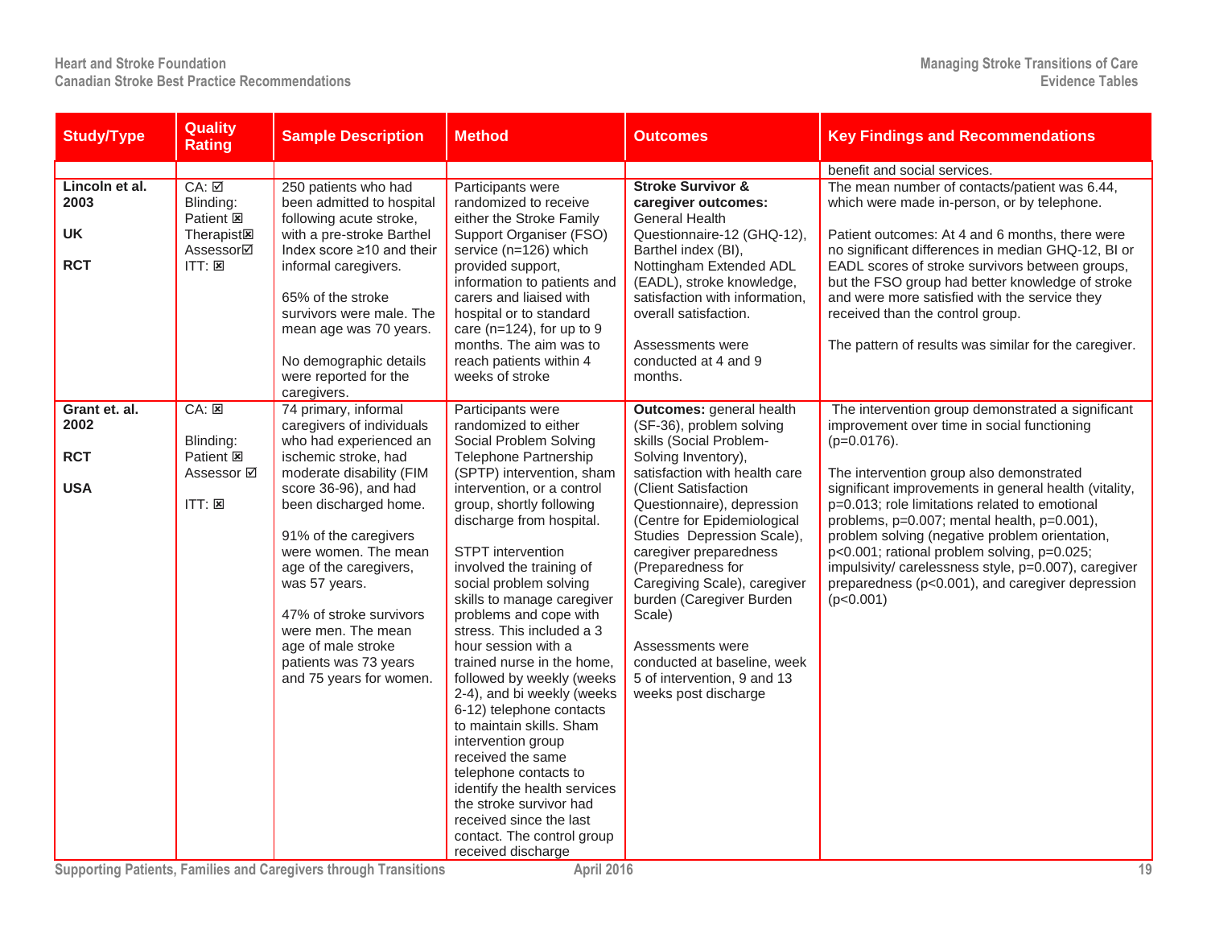| Study/Type | Quality Rating | Sample Description | Method | Outcomes | Key Findings and Recommendations |
|---|---|---|---|---|---|
| | | | | | benefit and social services. |
| **Lincoln et al. 2003**<br><br>**UK**<br><br>**RCT** | CA: ☑<br>Blinding:<br>Patient ☒<br>Therapist☒<br>Assessor☑<br>ITT: ☒ | 250 patients who had been admitted to hospital following acute stroke, with a pre-stroke Barthel Index score ≥10 and their informal caregivers.<br><br>65% of the stroke survivors were male. The mean age was 70 years.<br><br>No demographic details were reported for the caregivers. | Participants were randomized to receive either the Stroke Family Support Organiser (FSO) service (n=126) which provided support, information to patients and carers and liaised with hospital or to standard care (n=124), for up to 9 months. The aim was to reach patients within 4 weeks of stroke | **Stroke Survivor & caregiver outcomes:** General Health Questionnaire-12 (GHQ-12), Barthel index (BI), Nottingham Extended ADL (EADL), stroke knowledge, satisfaction with information, overall satisfaction.<br><br>Assessments were conducted at 4 and 9 months. | The mean number of contacts/patient was 6.44, which were made in-person, or by telephone.<br><br>Patient outcomes: At 4 and 6 months, there were no significant differences in median GHQ-12, BI or EADL scores of stroke survivors between groups, but the FSO group had better knowledge of stroke and were more satisfied with the service they received than the control group.<br><br>The pattern of results was similar for the caregiver. |
| **Grant et. al. 2002**<br><br>**RCT**<br><br>**USA** | CA: ☒<br><br>Blinding:<br>Patient ☒<br>Assessor ☑<br><br>ITT: ☒ | 74 primary, informal caregivers of individuals who had experienced an ischemic stroke, had moderate disability (FIM score 36-96), and had been discharged home.<br><br>91% of the caregivers were women. The mean age of the caregivers, was 57 years.<br><br>47% of stroke survivors were men. The mean age of male stroke patients was 73 years and 75 years for women. | Participants were randomized to either Social Problem Solving Telephone Partnership (SPTP) intervention, sham intervention, or a control group, shortly following discharge from hospital.<br><br>STPT intervention involved the training of social problem solving skills to manage caregiver problems and cope with stress. This included a 3 hour session with a trained nurse in the home, followed by weekly (weeks 2-4), and bi weekly (weeks 6-12) telephone contacts to maintain skills. Sham intervention group received the same telephone contacts to identify the health services the stroke survivor had received since the last contact. The control group received discharge | **Outcomes:** general health (SF-36), problem solving skills (Social Problem-Solving Inventory), satisfaction with health care (Client Satisfaction Questionnaire), depression (Centre for Epidemiological Studies Depression Scale), caregiver preparedness (Preparedness for Caregiving Scale), caregiver burden (Caregiver Burden Scale)<br><br>Assessments were conducted at baseline, week 5 of intervention, 9 and 13 weeks post discharge | The intervention group demonstrated a significant improvement over time in social functioning ($p=0.0176$).<br><br>The intervention group also demonstrated significant improvements in general health (vitality, $p=0.013$; role limitations related to emotional problems, $p=0.007$; mental health, $p=0.001$), problem solving (negative problem orientation, $p<0.001$; rational problem solving, $p=0.025$; impulsivity/ carelessness style, $p=0.007$), caregiver preparedness ($p<0.001$), and caregiver depression ($p<0.001$) |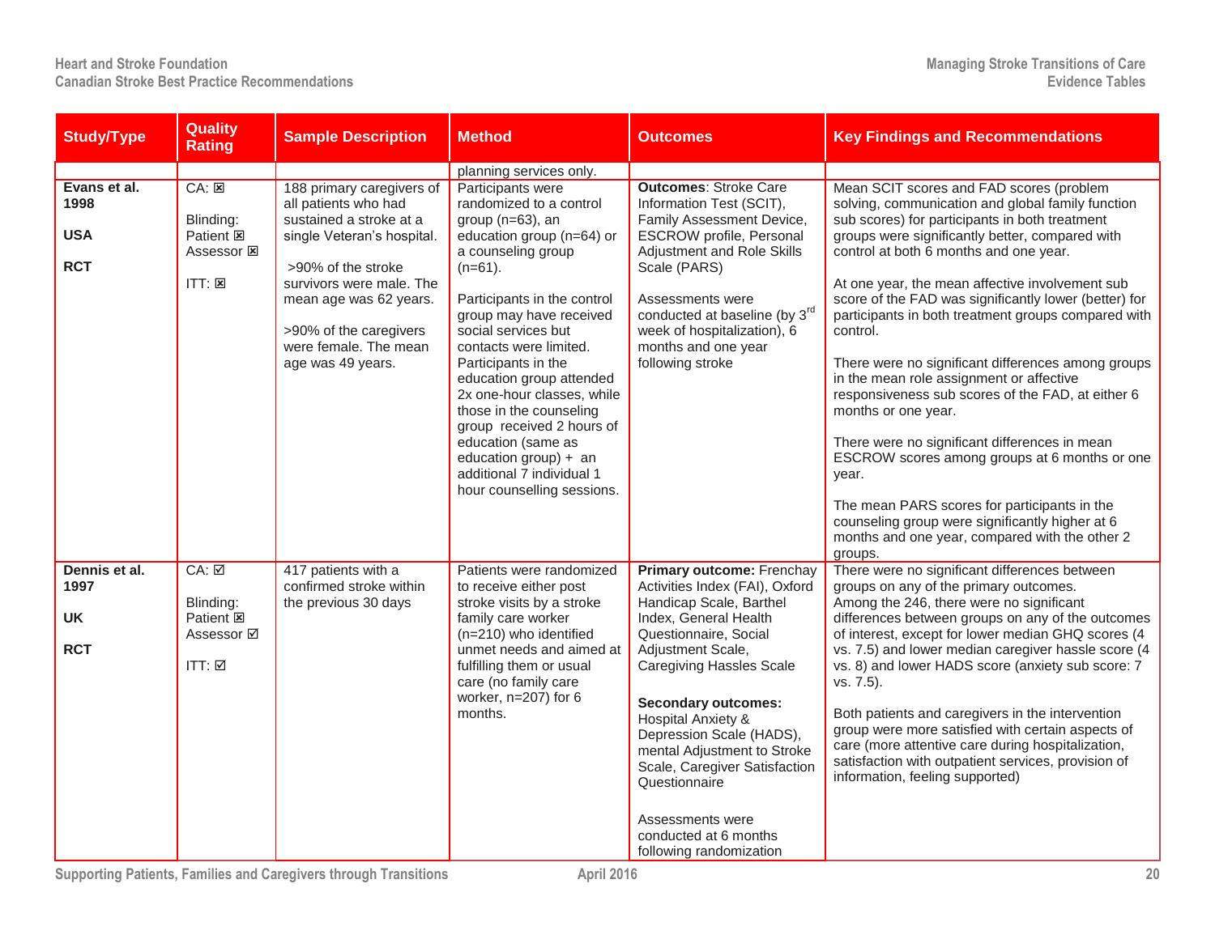| Study/Type | Quality Rating | Sample Description | Method | Outcomes | Key Findings and Recommendations |
|---|---|---|---|---|---|
| | | | planning services only. | | |
| **Evans et al. 1998**<br><br>**USA**<br><br>**RCT** | CA: ☒<br><br>Blinding:<br>Patient ☒<br>Assessor ☒<br><br>ITT: ☒ | 188 primary caregivers of all patients who had sustained a stroke at a single Veteran's hospital.<br><br>>90% of the stroke survivors were male. The mean age was 62 years.<br><br>>90% of the caregivers were female. The mean age was 49 years. | Participants were randomized to a control group (n=63), an education group (n=64) or a counseling group (n=61).<br><br>Participants in the control group may have received social services but contacts were limited. Participants in the education group attended 2x one-hour classes, while those in the counseling group received 2 hours of education (same as education group) + an additional 7 individual 1 hour counselling sessions. | **Outcomes**: Stroke Care Information Test (SCIT), Family Assessment Device, ESCROW profile, Personal Adjustment and Role Skills Scale (PARS)<br><br>Assessments were conducted at baseline (by 3rd week of hospitalization), 6 months and one year following stroke | Mean SCIT scores and FAD scores (problem solving, communication and global family function sub scores) for participants in both treatment groups were significantly better, compared with control at both 6 months and one year.<br><br>At one year, the mean affective involvement sub score of the FAD was significantly lower (better) for participants in both treatment groups compared with control.<br><br>There were no significant differences among groups in the mean role assignment or affective responsiveness sub scores of the FAD, at either 6 months or one year.<br><br>There were no significant differences in mean ESCROW scores among groups at 6 months or one year.<br><br>The mean PARS scores for participants in the counseling group were significantly higher at 6 months and one year, compared with the other 2 groups. |
| **Dennis et al. 1997**<br><br>**UK**<br><br>**RCT** | CA: ☑<br><br>Blinding:<br>Patient ☒<br>Assessor ☑<br><br>ITT: ☑ | 417 patients with a confirmed stroke within the previous 30 days | Patients were randomized to receive either post stroke visits by a stroke family care worker (n=210) who identified unmet needs and aimed at fulfilling them or usual care (no family care worker, n=207) for 6 months. | **Primary outcome:** Frenchay Activities Index (FAI), Oxford Handicap Scale, Barthel Index, General Health Questionnaire, Social Adjustment Scale, Caregiving Hassles Scale<br><br>**Secondary outcomes:** Hospital Anxiety & Depression Scale (HADS), mental Adjustment to Stroke Scale, Caregiver Satisfaction Questionnaire<br><br>Assessments were conducted at 6 months following randomization | There were no significant differences between groups on any of the primary outcomes. Among the 246, there were no significant differences between groups on any of the outcomes of interest, except for lower median GHQ scores (4 vs. 7.5) and lower median caregiver hassle score (4 vs. 8) and lower HADS score (anxiety sub score: 7 vs. 7.5).<br><br>Both patients and caregivers in the intervention group were more satisfied with certain aspects of care (more attentive care during hospitalization, satisfaction with outpatient services, provision of information, feeling supported) |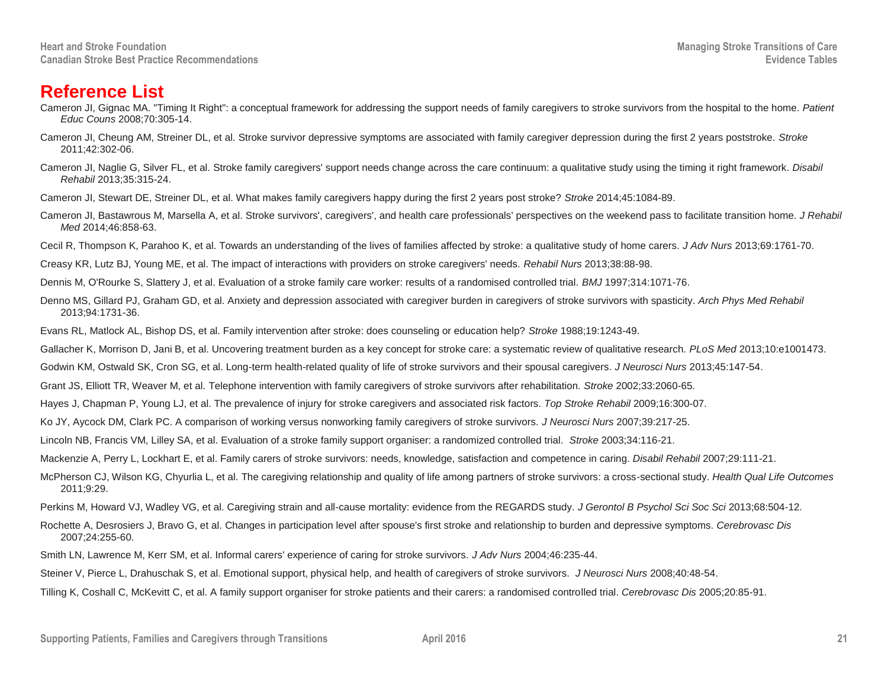# Reference List

Cameron JI, Gignac MA. "Timing It Right": a conceptual framework for addressing the support needs of family caregivers to stroke survivors from the hospital to the home. *Patient Educ Couns* 2008;70:305-14.

Cameron JI, Cheung AM, Streiner DL, et al. Stroke survivor depressive symptoms are associated with family caregiver depression during the first 2 years poststroke. *Stroke* 2011;42:302-06.

Cameron JI, Naglie G, Silver FL, et al. Stroke family caregivers' support needs change across the care continuum: a qualitative study using the timing it right framework. *Disabil Rehabil* 2013;35:315-24.

Cameron JI, Stewart DE, Streiner DL, et al. What makes family caregivers happy during the first 2 years post stroke? *Stroke* 2014;45:1084-89.

Cameron JI, Bastawrous M, Marsella A, et al. Stroke survivors', caregivers', and health care professionals' perspectives on the weekend pass to facilitate transition home. *J Rehabil Med* 2014;46:858-63.

Cecil R, Thompson K, Parahoo K, et al. Towards an understanding of the lives of families affected by stroke: a qualitative study of home carers. *J Adv Nurs* 2013;69:1761-70.

Creasy KR, Lutz BJ, Young ME, et al. The impact of interactions with providers on stroke caregivers' needs. *Rehabil Nurs* 2013;38:88-98.

Dennis M, O'Rourke S, Slattery J, et al. Evaluation of a stroke family care worker: results of a randomised controlled trial. *BMJ* 1997;314:1071-76.

Denno MS, Gillard PJ, Graham GD, et al. Anxiety and depression associated with caregiver burden in caregivers of stroke survivors with spasticity. *Arch Phys Med Rehabil* 2013;94:1731-36.

Evans RL, Matlock AL, Bishop DS, et al. Family intervention after stroke: does counseling or education help? *Stroke* 1988;19:1243-49.

Gallacher K, Morrison D, Jani B, et al. Uncovering treatment burden as a key concept for stroke care: a systematic review of qualitative research. *PLoS Med* 2013;10:e1001473.

Godwin KM, Ostwald SK, Cron SG, et al. Long-term health-related quality of life of stroke survivors and their spousal caregivers. *J Neurosci Nurs* 2013;45:147-54.

Grant JS, Elliott TR, Weaver M, et al. Telephone intervention with family caregivers of stroke survivors after rehabilitation. *Stroke* 2002;33:2060-65.

Hayes J, Chapman P, Young LJ, et al. The prevalence of injury for stroke caregivers and associated risk factors. *Top Stroke Rehabil* 2009;16:300-07.

Ko JY, Aycock DM, Clark PC. A comparison of working versus nonworking family caregivers of stroke survivors. *J Neurosci Nurs* 2007;39:217-25.

Lincoln NB, Francis VM, Lilley SA, et al. Evaluation of a stroke family support organiser: a randomized controlled trial. *Stroke* 2003;34:116-21.

Mackenzie A, Perry L, Lockhart E, et al. Family carers of stroke survivors: needs, knowledge, satisfaction and competence in caring. *Disabil Rehabil* 2007;29:111-21.

McPherson CJ, Wilson KG, Chyurlia L, et al. The caregiving relationship and quality of life among partners of stroke survivors: a cross-sectional study. *Health Qual Life Outcomes* 2011;9:29.

Perkins M, Howard VJ, Wadley VG, et al. Caregiving strain and all-cause mortality: evidence from the REGARDS study. *J Gerontol B Psychol Sci Soc Sci* 2013;68:504-12.

Rochette A, Desrosiers J, Bravo G, et al. Changes in participation level after spouse's first stroke and relationship to burden and depressive symptoms. *Cerebrovasc Dis* 2007;24:255-60.

Smith LN, Lawrence M, Kerr SM, et al. Informal carers' experience of caring for stroke survivors. *J Adv Nurs* 2004;46:235-44.

Steiner V, Pierce L, Drahuschak S, et al. Emotional support, physical help, and health of caregivers of stroke survivors. *J Neurosci Nurs* 2008;40:48-54.

Tilling K, Coshall C, McKevitt C, et al. A family support organiser for stroke patients and their carers: a randomised controlled trial. *Cerebrovasc Dis* 2005;20:85-91.